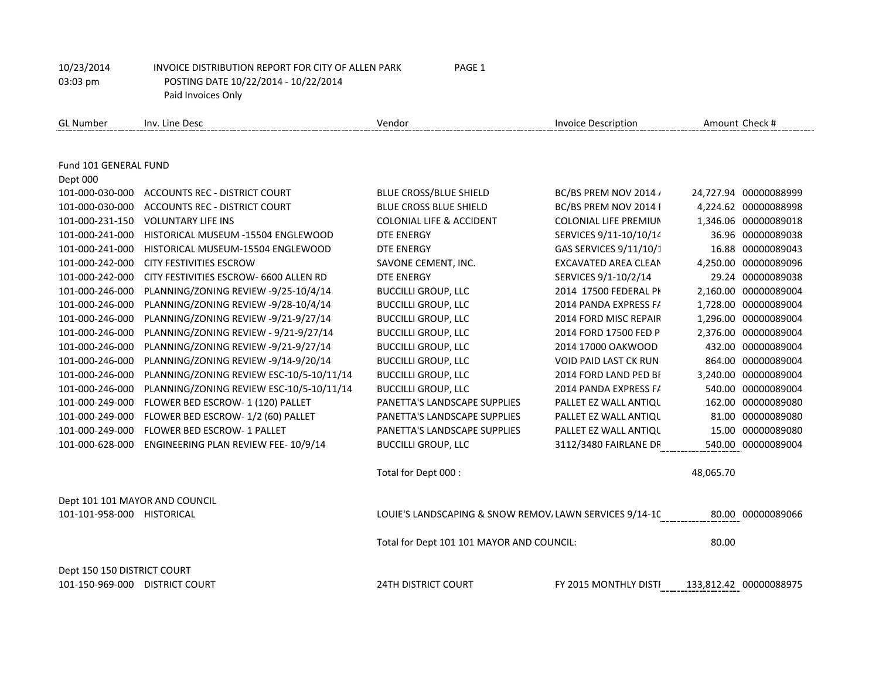10/23/2014 INVOICE DISTRIBUTION REPORT FOR CITY OF ALLEN PARK
03:03 pm POSTING DATE 10/22/2014 - 10/22/2014
Paid Invoices Only

| GL Number | Inv. Line Desc | Vendor | Invoice Description | Amount | Check # |
|---|---|---|---|---|---|
| Fund 101 GENERAL FUND | | | | | |
| Dept 000 | | | | | |
| 101-000-030-000 | ACCOUNTS REC - DISTRICT COURT | BLUE CROSS/BLUE SHIELD | BC/BS PREM NOV 2014 / | 24,727.94 | 00000088999 |
| 101-000-030-000 | ACCOUNTS REC - DISTRICT COURT | BLUE CROSS BLUE SHIELD | BC/BS PREM NOV 2014 I | 4,224.62 | 00000088998 |
| 101-000-231-150 | VOLUNTARY LIFE INS | COLONIAL LIFE & ACCIDENT | COLONIAL LIFE PREMIUN | 1,346.06 | 00000089018 |
| 101-000-241-000 | HISTORICAL MUSEUM -15504 ENGLEWOOD | DTE ENERGY | SERVICES 9/11-10/10/14 | 36.96 | 00000089038 |
| 101-000-241-000 | HISTORICAL MUSEUM-15504 ENGLEWOOD | DTE ENERGY | GAS SERVICES 9/11/10/1 | 16.88 | 00000089043 |
| 101-000-242-000 | CITY FESTIVITIES ESCROW | SAVONE CEMENT, INC. | EXCAVATED AREA CLEAN | 4,250.00 | 00000089096 |
| 101-000-242-000 | CITY FESTIVITIES ESCROW- 6600 ALLEN RD | DTE ENERGY | SERVICES 9/1-10/2/14 | 29.24 | 00000089038 |
| 101-000-246-000 | PLANNING/ZONING REVIEW -9/25-10/4/14 | BUCCILLI GROUP, LLC | 2014 17500 FEDERAL PK | 2,160.00 | 00000089004 |
| 101-000-246-000 | PLANNING/ZONING REVIEW -9/28-10/4/14 | BUCCILLI GROUP, LLC | 2014 PANDA EXPRESS FA | 1,728.00 | 00000089004 |
| 101-000-246-000 | PLANNING/ZONING REVIEW -9/21-9/27/14 | BUCCILLI GROUP, LLC | 2014 FORD MISC REPAIR | 1,296.00 | 00000089004 |
| 101-000-246-000 | PLANNING/ZONING REVIEW - 9/21-9/27/14 | BUCCILLI GROUP, LLC | 2014 FORD 17500 FED P | 2,376.00 | 00000089004 |
| 101-000-246-000 | PLANNING/ZONING REVIEW -9/21-9/27/14 | BUCCILLI GROUP, LLC | 2014 17000 OAKWOOD | 432.00 | 00000089004 |
| 101-000-246-000 | PLANNING/ZONING REVIEW -9/14-9/20/14 | BUCCILLI GROUP, LLC | VOID PAID LAST CK RUN | 864.00 | 00000089004 |
| 101-000-246-000 | PLANNING/ZONING REVIEW ESC-10/5-10/11/14 | BUCCILLI GROUP, LLC | 2014 FORD LAND PED BI | 3,240.00 | 00000089004 |
| 101-000-246-000 | PLANNING/ZONING REVIEW ESC-10/5-10/11/14 | BUCCILLI GROUP, LLC | 2014 PANDA EXPRESS FA | 540.00 | 00000089004 |
| 101-000-249-000 | FLOWER BED ESCROW- 1 (120) PALLET | PANETTA'S LANDSCAPE SUPPLIES | PALLET EZ WALL ANTIQU | 162.00 | 00000089080 |
| 101-000-249-000 | FLOWER BED ESCROW- 1/2 (60) PALLET | PANETTA'S LANDSCAPE SUPPLIES | PALLET EZ WALL ANTIQU | 81.00 | 00000089080 |
| 101-000-249-000 | FLOWER BED ESCROW- 1 PALLET | PANETTA'S LANDSCAPE SUPPLIES | PALLET EZ WALL ANTIQU | 15.00 | 00000089080 |
| 101-000-628-000 | ENGINEERING PLAN REVIEW FEE- 10/9/14 | BUCCILLI GROUP, LLC | 3112/3480 FAIRLANE DR | 540.00 | 00000089004 |
| | | Total for Dept 000 : | | 48,065.70 | |
| Dept 101 101 MAYOR AND COUNCIL | | | | | |
| 101-101-958-000 | HISTORICAL | LOUIE'S LANDSCAPING & SNOW REMOV. | LAWN SERVICES 9/14-10 | 80.00 | 00000089066 |
| | | Total for Dept 101 101 MAYOR AND COUNCIL: | | 80.00 | |
| Dept 150 150 DISTRICT COURT | | | | | |
| 101-150-969-000 | DISTRICT COURT | 24TH DISTRICT COURT | FY 2015 MONTHLY DISTI | 133,812.42 | 00000088975 |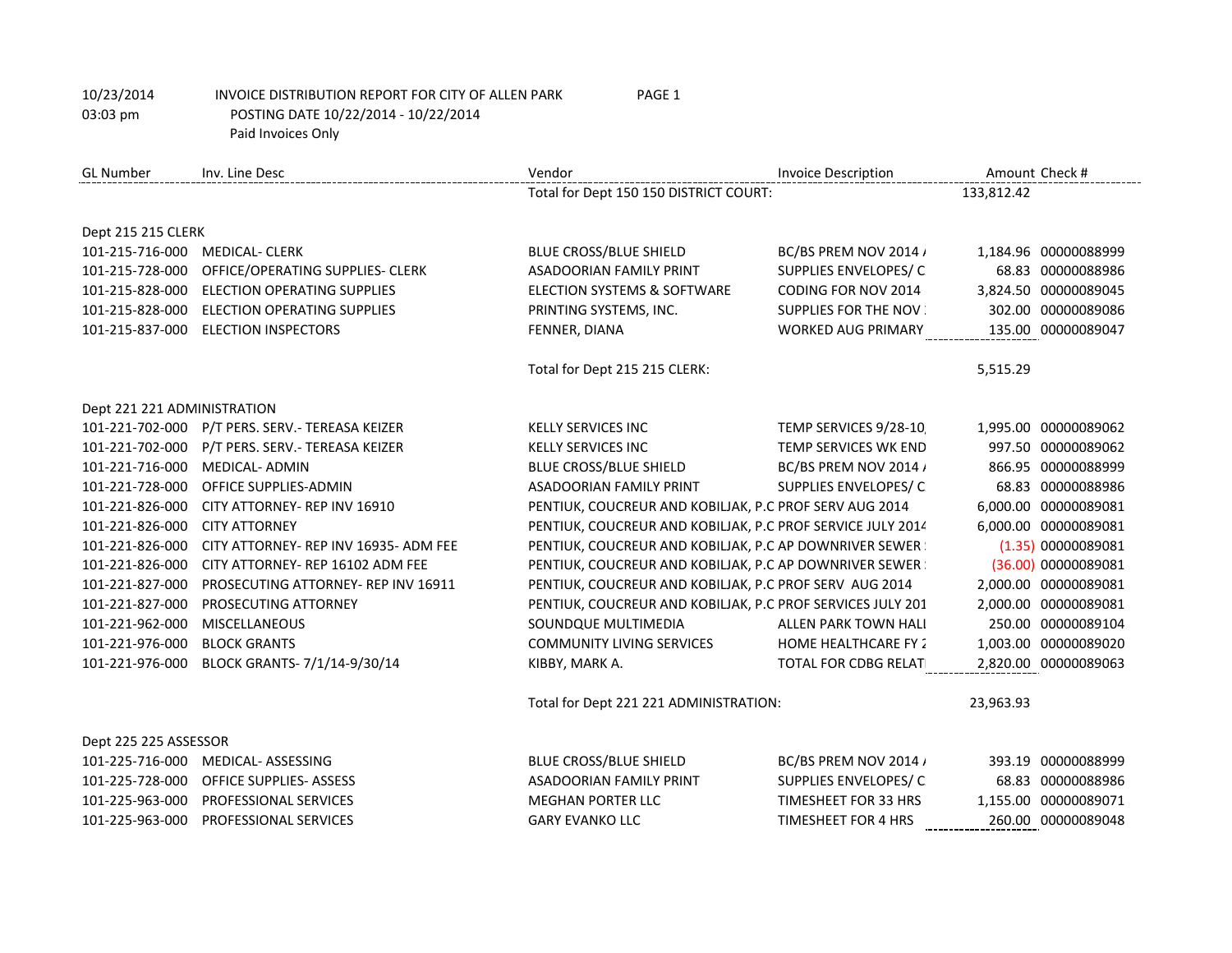10/23/2014 INVOICE DISTRIBUTION REPORT FOR CITY OF ALLEN PARK PAGE 1
03:03 pm POSTING DATE 10/22/2014 - 10/22/2014
Paid Invoices Only

| GL Number | Inv. Line Desc | Vendor | Invoice Description | Amount | Check # |
|---|---|---|---|---|---|
| | | Total for Dept 150 150 DISTRICT COURT: | | 133,812.42 | |
| Dept 215 215 CLERK | | | | | |
| 101-215-716-000 | MEDICAL- CLERK | BLUE CROSS/BLUE SHIELD | BC/BS PREM NOV 2014 / | 1,184.96 | 00000088999 |
| 101-215-728-000 | OFFICE/OPERATING SUPPLIES- CLERK | ASADOORIAN FAMILY PRINT | SUPPLIES ENVELOPES/ C | 68.83 | 00000088986 |
| 101-215-828-000 | ELECTION OPERATING SUPPLIES | ELECTION SYSTEMS & SOFTWARE | CODING FOR NOV 2014 | 3,824.50 | 00000089045 |
| 101-215-828-000 | ELECTION OPERATING SUPPLIES | PRINTING SYSTEMS, INC. | SUPPLIES FOR THE NOV | 302.00 | 00000089086 |
| 101-215-837-000 | ELECTION INSPECTORS | FENNER, DIANA | WORKED AUG PRIMARY | 135.00 | 00000089047 |
| | | Total for Dept 215 215 CLERK: | | 5,515.29 | |
| Dept 221 221 ADMINISTRATION | | | | | |
| 101-221-702-000 | P/T PERS. SERV.- TEREASA KEIZER | KELLY SERVICES INC | TEMP SERVICES 9/28-10 | 1,995.00 | 00000089062 |
| 101-221-702-000 | P/T PERS. SERV.- TEREASA KEIZER | KELLY SERVICES INC | TEMP SERVICES WK END | 997.50 | 00000089062 |
| 101-221-716-000 | MEDICAL- ADMIN | BLUE CROSS/BLUE SHIELD | BC/BS PREM NOV 2014 / | 866.95 | 00000088999 |
| 101-221-728-000 | OFFICE SUPPLIES-ADMIN | ASADOORIAN FAMILY PRINT | SUPPLIES ENVELOPES/ C | 68.83 | 00000088986 |
| 101-221-826-000 | CITY ATTORNEY- REP INV 16910 | PENTIUK, COUCREUR AND KOBILJAK, P.C | PROF SERV AUG 2014 | 6,000.00 | 00000089081 |
| 101-221-826-000 | CITY ATTORNEY | PENTIUK, COUCREUR AND KOBILJAK, P.C | PROF SERVICE JULY 2014 | 6,000.00 | 00000089081 |
| 101-221-826-000 | CITY ATTORNEY- REP INV 16935- ADM FEE | PENTIUK, COUCREUR AND KOBILJAK, P.C | AP DOWNRIVER SEWER | (1.35) | 00000089081 |
| 101-221-826-000 | CITY ATTORNEY- REP 16102 ADM FEE | PENTIUK, COUCREUR AND KOBILJAK, P.C | AP DOWNRIVER SEWER | (36.00) | 00000089081 |
| 101-221-827-000 | PROSECUTING ATTORNEY- REP INV 16911 | PENTIUK, COUCREUR AND KOBILJAK, P.C | PROF SERV AUG 2014 | 2,000.00 | 00000089081 |
| 101-221-827-000 | PROSECUTING ATTORNEY | PENTIUK, COUCREUR AND KOBILJAK, P.C | PROF SERVICES JULY 201 | 2,000.00 | 00000089081 |
| 101-221-962-000 | MISCELLANEOUS | SOUNDQUE MULTIMEDIA | ALLEN PARK TOWN HALL | 250.00 | 00000089104 |
| 101-221-976-000 | BLOCK GRANTS | COMMUNITY LIVING SERVICES | HOME HEALTHCARE FY 2 | 1,003.00 | 00000089020 |
| 101-221-976-000 | BLOCK GRANTS- 7/1/14-9/30/14 | KIBBY, MARK A. | TOTAL FOR CDBG RELAT | 2,820.00 | 00000089063 |
| | | Total for Dept 221 221 ADMINISTRATION: | | 23,963.93 | |
| Dept 225 225 ASSESSOR | | | | | |
| 101-225-716-000 | MEDICAL- ASSESSING | BLUE CROSS/BLUE SHIELD | BC/BS PREM NOV 2014 / | 393.19 | 00000088999 |
| 101-225-728-000 | OFFICE SUPPLIES- ASSESS | ASADOORIAN FAMILY PRINT | SUPPLIES ENVELOPES/ C | 68.83 | 00000088986 |
| 101-225-963-000 | PROFESSIONAL SERVICES | MEGHAN PORTER LLC | TIMESHEET FOR 33 HRS | 1,155.00 | 00000089071 |
| 101-225-963-000 | PROFESSIONAL SERVICES | GARY EVANKO LLC | TIMESHEET FOR 4 HRS | 260.00 | 00000089048 |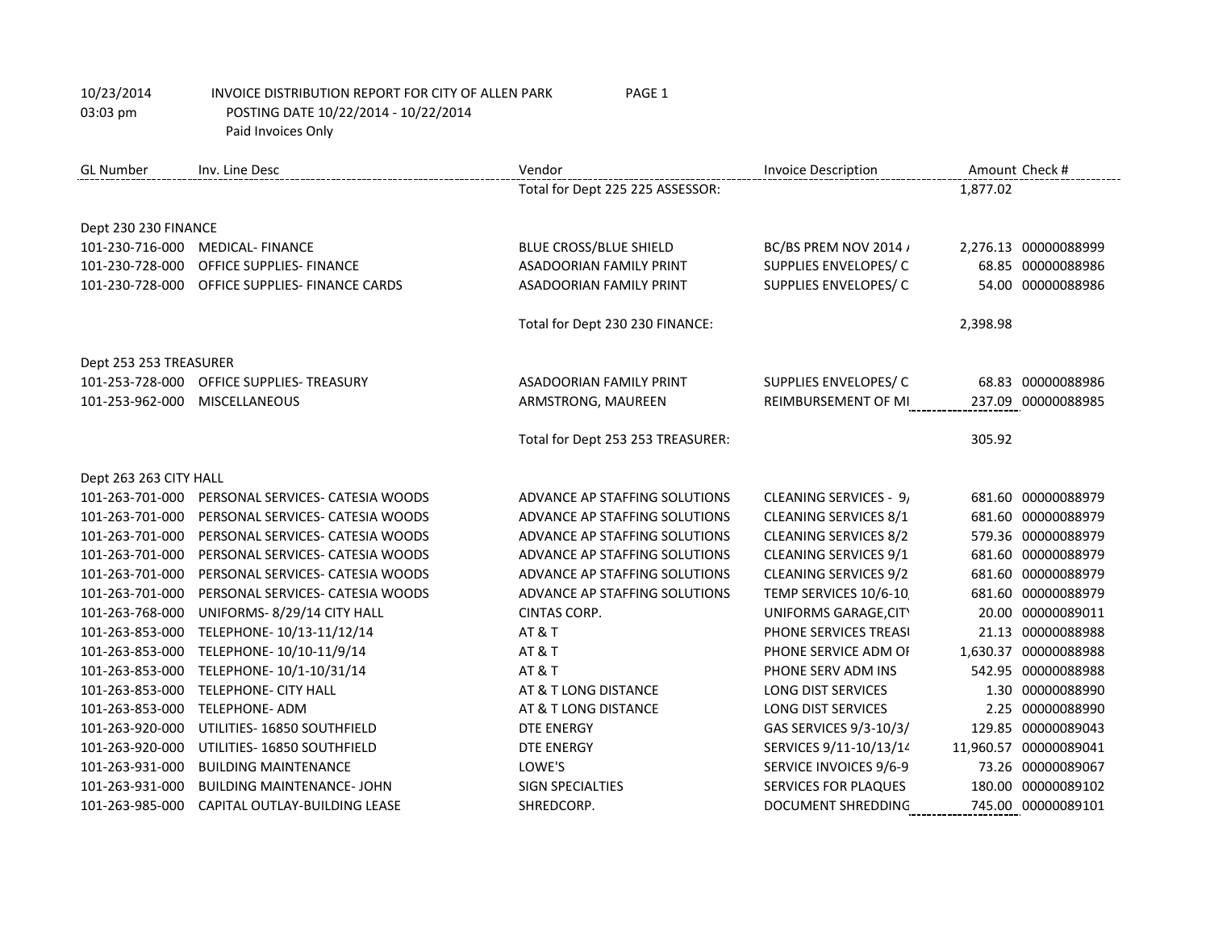10/23/2014 INVOICE DISTRIBUTION REPORT FOR CITY OF ALLEN PARK

03:03 pm POSTING DATE 10/22/2014 - 10/22/2014

Paid Invoices Only

| GL Number | Inv. Line Desc | Vendor | Invoice Description | Amount | Check # |
|---|---|---|---|---|---|
| | | Total for Dept 225 225 ASSESSOR: | | 1,877.02 | |
| Dept 230 230 FINANCE | | | | | |
| 101-230-716-000 | MEDICAL- FINANCE | BLUE CROSS/BLUE SHIELD | BC/BS PREM NOV 2014 / | 2,276.13 | 00000088999 |
| 101-230-728-000 | OFFICE SUPPLIES- FINANCE | ASADOORIAN FAMILY PRINT | SUPPLIES ENVELOPES/ C | 68.85 | 00000088986 |
| 101-230-728-000 | OFFICE SUPPLIES- FINANCE CARDS | ASADOORIAN FAMILY PRINT | SUPPLIES ENVELOPES/ C | 54.00 | 00000088986 |
| | | Total for Dept 230 230 FINANCE: | | 2,398.98 | |
| Dept 253 253 TREASURER | | | | | |
| 101-253-728-000 | OFFICE SUPPLIES- TREASURY | ASADOORIAN FAMILY PRINT | SUPPLIES ENVELOPES/ C | 68.83 | 00000088986 |
| 101-253-962-000 | MISCELLANEOUS | ARMSTRONG, MAUREEN | REIMBURSEMENT OF MI | 237.09 | 00000088985 |
| | | Total for Dept 253 253 TREASURER: | | 305.92 | |
| Dept 263 263 CITY HALL | | | | | |
| 101-263-701-000 | PERSONAL SERVICES- CATESIA WOODS | ADVANCE AP STAFFING SOLUTIONS | CLEANING SERVICES - 9/ | 681.60 | 00000088979 |
| 101-263-701-000 | PERSONAL SERVICES- CATESIA WOODS | ADVANCE AP STAFFING SOLUTIONS | CLEANING SERVICES 8/1 | 681.60 | 00000088979 |
| 101-263-701-000 | PERSONAL SERVICES- CATESIA WOODS | ADVANCE AP STAFFING SOLUTIONS | CLEANING SERVICES 8/2 | 579.36 | 00000088979 |
| 101-263-701-000 | PERSONAL SERVICES- CATESIA WOODS | ADVANCE AP STAFFING SOLUTIONS | CLEANING SERVICES 9/1 | 681.60 | 00000088979 |
| 101-263-701-000 | PERSONAL SERVICES- CATESIA WOODS | ADVANCE AP STAFFING SOLUTIONS | CLEANING SERVICES 9/2 | 681.60 | 00000088979 |
| 101-263-701-000 | PERSONAL SERVICES- CATESIA WOODS | ADVANCE AP STAFFING SOLUTIONS | TEMP SERVICES 10/6-10 | 681.60 | 00000088979 |
| 101-263-768-000 | UNIFORMS- 8/29/14 CITY HALL | CINTAS CORP. | UNIFORMS GARAGE,CITY | 20.00 | 00000089011 |
| 101-263-853-000 | TELEPHONE- 10/13-11/12/14 | AT & T | PHONE SERVICES TREASI | 21.13 | 00000088988 |
| 101-263-853-000 | TELEPHONE- 10/10-11/9/14 | AT & T | PHONE SERVICE ADM OF | 1,630.37 | 00000088988 |
| 101-263-853-000 | TELEPHONE- 10/1-10/31/14 | AT & T | PHONE SERV ADM INS | 542.95 | 00000088988 |
| 101-263-853-000 | TELEPHONE- CITY HALL | AT & T LONG DISTANCE | LONG DIST SERVICES | 1.30 | 00000088990 |
| 101-263-853-000 | TELEPHONE- ADM | AT & T LONG DISTANCE | LONG DIST SERVICES | 2.25 | 00000088990 |
| 101-263-920-000 | UTILITIES- 16850 SOUTHFIELD | DTE ENERGY | GAS SERVICES 9/3-10/3/ | 129.85 | 00000089043 |
| 101-263-920-000 | UTILITIES- 16850 SOUTHFIELD | DTE ENERGY | SERVICES 9/11-10/13/14 | 11,960.57 | 00000089041 |
| 101-263-931-000 | BUILDING MAINTENANCE | LOWE'S | SERVICE INVOICES 9/6-9 | 73.26 | 00000089067 |
| 101-263-931-000 | BUILDING MAINTENANCE- JOHN | SIGN SPECIALTIES | SERVICES FOR PLAQUES | 180.00 | 00000089102 |
| 101-263-985-000 | CAPITAL OUTLAY-BUILDING LEASE | SHREDCORP. | DOCUMENT SHREDDING | 745.00 | 00000089101 |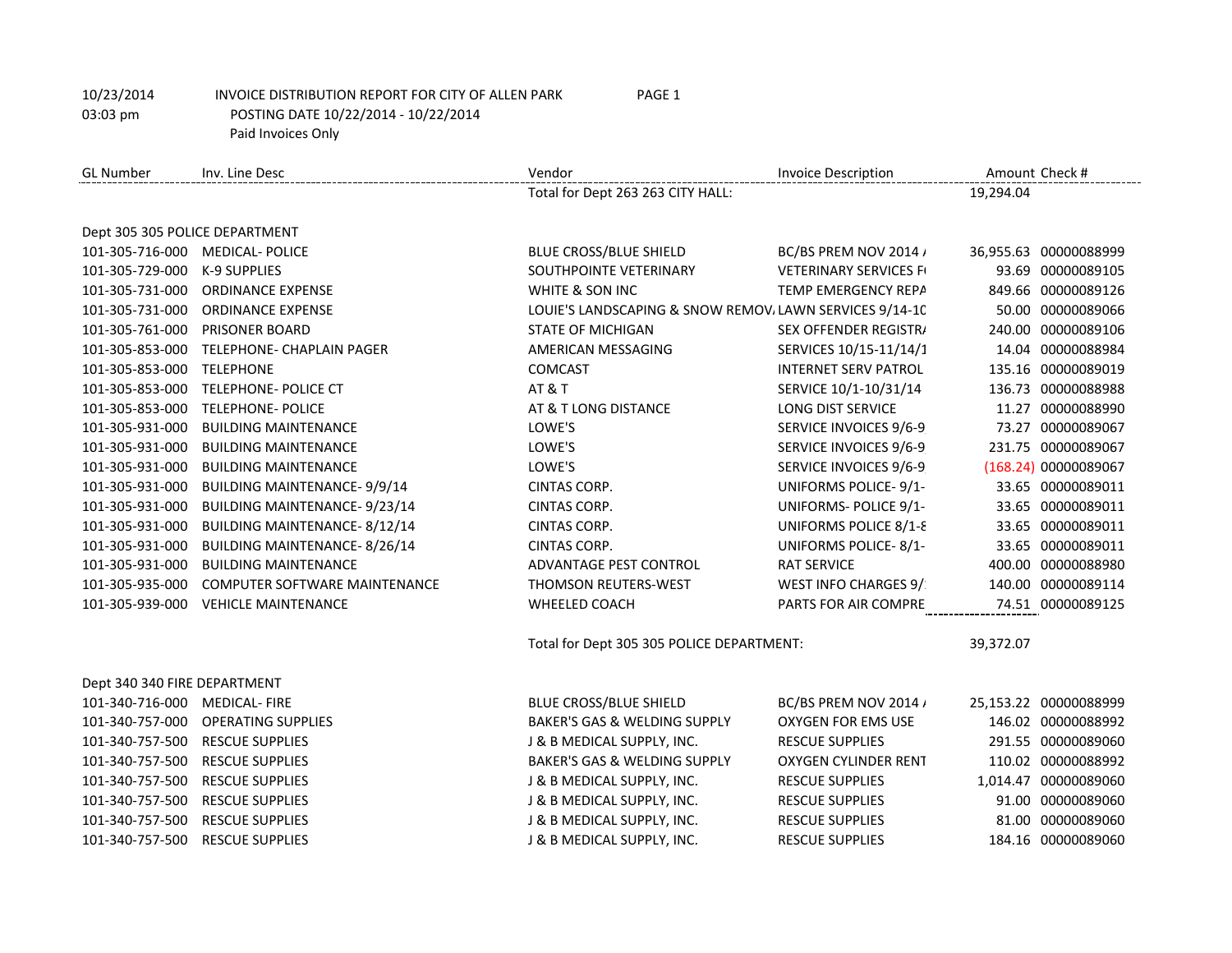10/23/2014 INVOICE DISTRIBUTION REPORT FOR CITY OF ALLEN PARK
03:03 pm POSTING DATE 10/22/2014 - 10/22/2014
Paid Invoices Only

| GL Number | Inv. Line Desc | Vendor | Invoice Description | Amount | Check # |
|---|---|---|---|---|---|
| | | Total for Dept 263 263 CITY HALL: | | 19,294.04 | |
| Dept 305 305 POLICE DEPARTMENT | | | | | |
| 101-305-716-000 | MEDICAL- POLICE | BLUE CROSS/BLUE SHIELD | BC/BS PREM NOV 2014 / | 36,955.63 | 00000088999 |
| 101-305-729-000 | K-9 SUPPLIES | SOUTHPOINTE VETERINARY | VETERINARY SERVICES F | 93.69 | 00000089105 |
| 101-305-731-000 | ORDINANCE EXPENSE | WHITE & SON INC | TEMP EMERGENCY REPA | 849.66 | 00000089126 |
| 101-305-731-000 | ORDINANCE EXPENSE | LOUIE'S LANDSCAPING & SNOW REMOV | LAWN SERVICES 9/14-10 | 50.00 | 00000089066 |
| 101-305-761-000 | PRISONER BOARD | STATE OF MICHIGAN | SEX OFFENDER REGISTR/ | 240.00 | 00000089106 |
| 101-305-853-000 | TELEPHONE- CHAPLAIN PAGER | AMERICAN MESSAGING | SERVICES 10/15-11/14/1 | 14.04 | 00000088984 |
| 101-305-853-000 | TELEPHONE | COMCAST | INTERNET SERV PATROL | 135.16 | 00000089019 |
| 101-305-853-000 | TELEPHONE- POLICE CT | AT & T | SERVICE 10/1-10/31/14 | 136.73 | 00000088988 |
| 101-305-853-000 | TELEPHONE- POLICE | AT & T LONG DISTANCE | LONG DIST SERVICE | 11.27 | 00000088990 |
| 101-305-931-000 | BUILDING MAINTENANCE | LOWE'S | SERVICE INVOICES 9/6-9 | 73.27 | 00000089067 |
| 101-305-931-000 | BUILDING MAINTENANCE | LOWE'S | SERVICE INVOICES 9/6-9 | 231.75 | 00000089067 |
| 101-305-931-000 | BUILDING MAINTENANCE | LOWE'S | SERVICE INVOICES 9/6-9 | (168.24) | 00000089067 |
| 101-305-931-000 | BUILDING MAINTENANCE- 9/9/14 | CINTAS CORP. | UNIFORMS POLICE- 9/1- | 33.65 | 00000089011 |
| 101-305-931-000 | BUILDING MAINTENANCE- 9/23/14 | CINTAS CORP. | UNIFORMS- POLICE 9/1- | 33.65 | 00000089011 |
| 101-305-931-000 | BUILDING MAINTENANCE- 8/12/14 | CINTAS CORP. | UNIFORMS POLICE 8/1-8 | 33.65 | 00000089011 |
| 101-305-931-000 | BUILDING MAINTENANCE- 8/26/14 | CINTAS CORP. | UNIFORMS POLICE- 8/1- | 33.65 | 00000089011 |
| 101-305-931-000 | BUILDING MAINTENANCE | ADVANTAGE PEST CONTROL | RAT SERVICE | 400.00 | 00000088980 |
| 101-305-935-000 | COMPUTER SOFTWARE MAINTENANCE | THOMSON REUTERS-WEST | WEST INFO CHARGES 9/ | 140.00 | 00000089114 |
| 101-305-939-000 | VEHICLE MAINTENANCE | WHEELED COACH | PARTS FOR AIR COMPRE | 74.51 | 00000089125 |
| | | Total for Dept 305 305 POLICE DEPARTMENT: | | 39,372.07 | |
| Dept 340 340 FIRE DEPARTMENT | | | | | |
| 101-340-716-000 | MEDICAL- FIRE | BLUE CROSS/BLUE SHIELD | BC/BS PREM NOV 2014 / | 25,153.22 | 00000088999 |
| 101-340-757-000 | OPERATING SUPPLIES | BAKER'S GAS & WELDING SUPPLY | OXYGEN FOR EMS USE | 146.02 | 00000088992 |
| 101-340-757-500 | RESCUE SUPPLIES | J & B MEDICAL SUPPLY, INC. | RESCUE SUPPLIES | 291.55 | 00000089060 |
| 101-340-757-500 | RESCUE SUPPLIES | BAKER'S GAS & WELDING SUPPLY | OXYGEN CYLINDER RENT | 110.02 | 00000088992 |
| 101-340-757-500 | RESCUE SUPPLIES | J & B MEDICAL SUPPLY, INC. | RESCUE SUPPLIES | 1,014.47 | 00000089060 |
| 101-340-757-500 | RESCUE SUPPLIES | J & B MEDICAL SUPPLY, INC. | RESCUE SUPPLIES | 91.00 | 00000089060 |
| 101-340-757-500 | RESCUE SUPPLIES | J & B MEDICAL SUPPLY, INC. | RESCUE SUPPLIES | 81.00 | 00000089060 |
| 101-340-757-500 | RESCUE SUPPLIES | J & B MEDICAL SUPPLY, INC. | RESCUE SUPPLIES | 184.16 | 00000089060 |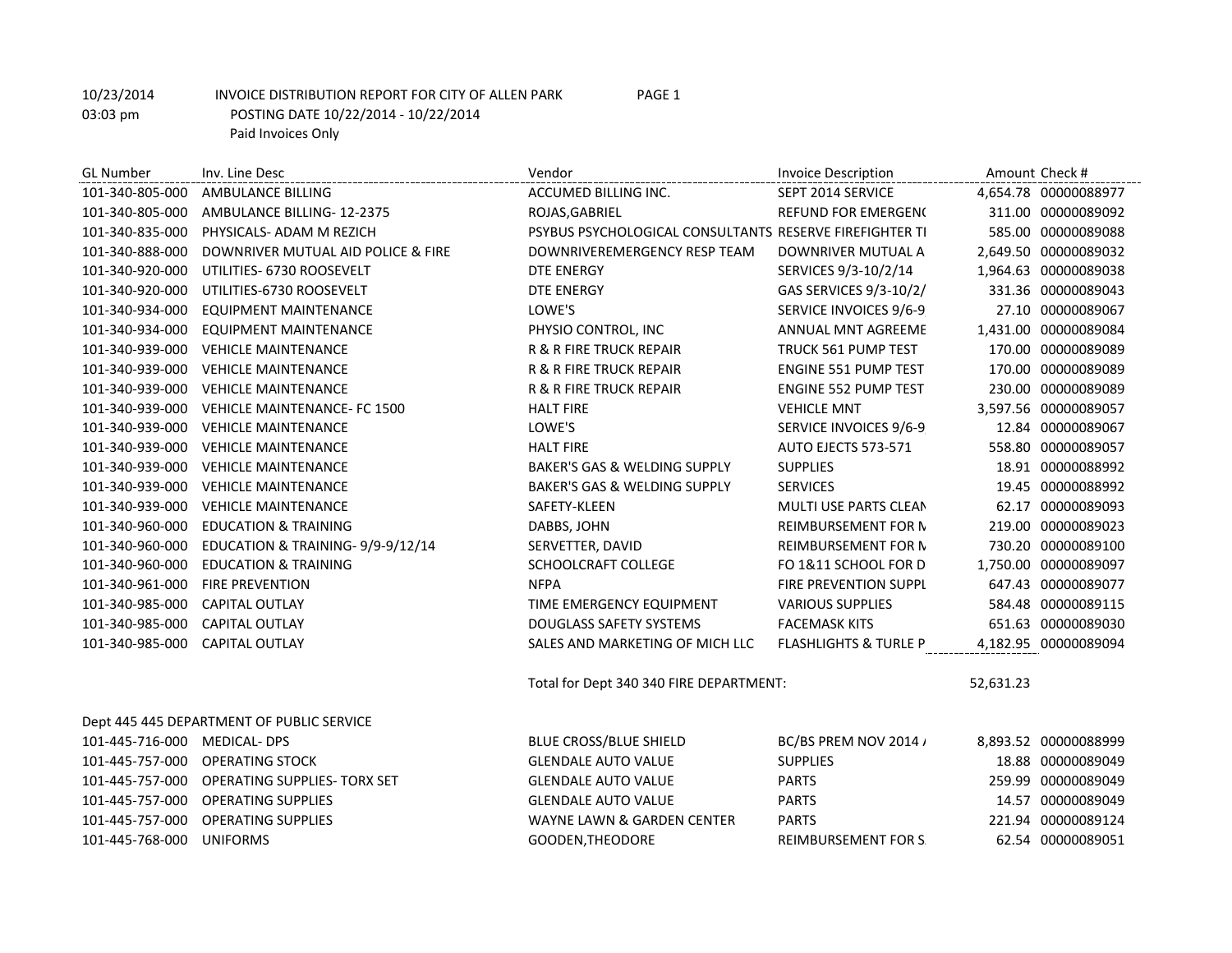10/23/2014 INVOICE DISTRIBUTION REPORT FOR CITY OF ALLEN PARK PAGE 1
03:03 pm POSTING DATE 10/22/2014 - 10/22/2014
Paid Invoices Only

| GL Number | Inv. Line Desc | Vendor | Invoice Description | Amount | Check # |
|---|---|---|---|---|---|
| 101-340-805-000 | AMBULANCE BILLING | ACCUMED BILLING INC. | SEPT 2014 SERVICE | 4,654.78 | 00000088977 |
| 101-340-805-000 | AMBULANCE BILLING- 12-2375 | ROJAS,GABRIEL | REFUND FOR EMERGENC | 311.00 | 00000089092 |
| 101-340-835-000 | PHYSICALS- ADAM M REZICH | PSYBUS PSYCHOLOGICAL CONSULTANTS | RESERVE FIREFIGHTER TI | 585.00 | 00000089088 |
| 101-340-888-000 | DOWNRIVER MUTUAL AID POLICE & FIRE | DOWNRIVEREMERGENCY RESP TEAM | DOWNRIVER MUTUAL A | 2,649.50 | 00000089032 |
| 101-340-920-000 | UTILITIES- 6730 ROOSEVELT | DTE ENERGY | SERVICES 9/3-10/2/14 | 1,964.63 | 00000089038 |
| 101-340-920-000 | UTILITIES-6730 ROOSEVELT | DTE ENERGY | GAS SERVICES 9/3-10/2/ | 331.36 | 00000089043 |
| 101-340-934-000 | EQUIPMENT MAINTENANCE | LOWE'S | SERVICE INVOICES 9/6-9 | 27.10 | 00000089067 |
| 101-340-934-000 | EQUIPMENT MAINTENANCE | PHYSIO CONTROL, INC | ANNUAL MNT AGREEME | 1,431.00 | 00000089084 |
| 101-340-939-000 | VEHICLE MAINTENANCE | R & R FIRE TRUCK REPAIR | TRUCK 561 PUMP TEST | 170.00 | 00000089089 |
| 101-340-939-000 | VEHICLE MAINTENANCE | R & R FIRE TRUCK REPAIR | ENGINE 551 PUMP TEST | 170.00 | 00000089089 |
| 101-340-939-000 | VEHICLE MAINTENANCE | R & R FIRE TRUCK REPAIR | ENGINE 552 PUMP TEST | 230.00 | 00000089089 |
| 101-340-939-000 | VEHICLE MAINTENANCE- FC 1500 | HALT FIRE | VEHICLE MNT | 3,597.56 | 00000089057 |
| 101-340-939-000 | VEHICLE MAINTENANCE | LOWE'S | SERVICE INVOICES 9/6-9 | 12.84 | 00000089067 |
| 101-340-939-000 | VEHICLE MAINTENANCE | HALT FIRE | AUTO EJECTS 573-571 | 558.80 | 00000089057 |
| 101-340-939-000 | VEHICLE MAINTENANCE | BAKER'S GAS & WELDING SUPPLY | SUPPLIES | 18.91 | 00000088992 |
| 101-340-939-000 | VEHICLE MAINTENANCE | BAKER'S GAS & WELDING SUPPLY | SERVICES | 19.45 | 00000088992 |
| 101-340-939-000 | VEHICLE MAINTENANCE | SAFETY-KLEEN | MULTI USE PARTS CLEAN | 62.17 | 00000089093 |
| 101-340-960-000 | EDUCATION & TRAINING | DABBS, JOHN | REIMBURSEMENT FOR N | 219.00 | 00000089023 |
| 101-340-960-000 | EDUCATION & TRAINING- 9/9-9/12/14 | SERVETTER, DAVID | REIMBURSEMENT FOR N | 730.20 | 00000089100 |
| 101-340-960-000 | EDUCATION & TRAINING | SCHOOLCRAFT COLLEGE | FO 1&11 SCHOOL FOR D | 1,750.00 | 00000089097 |
| 101-340-961-000 | FIRE PREVENTION | NFPA | FIRE PREVENTION SUPPL | 647.43 | 00000089077 |
| 101-340-985-000 | CAPITAL OUTLAY | TIME EMERGENCY EQUIPMENT | VARIOUS SUPPLIES | 584.48 | 00000089115 |
| 101-340-985-000 | CAPITAL OUTLAY | DOUGLASS SAFETY SYSTEMS | FACEMASK KITS | 651.63 | 00000089030 |
| 101-340-985-000 | CAPITAL OUTLAY | SALES AND MARKETING OF MICH LLC | FLASHLIGHTS & TURLE P | 4,182.95 | 00000089094 |
| | | Total for Dept 340 340 FIRE DEPARTMENT: | | 52,631.23 | |
| Dept 445 445 DEPARTMENT OF PUBLIC SERVICE | | | | | |
| 101-445-716-000 | MEDICAL- DPS | BLUE CROSS/BLUE SHIELD | BC/BS PREM NOV 2014 / | 8,893.52 | 00000088999 |
| 101-445-757-000 | OPERATING STOCK | GLENDALE AUTO VALUE | SUPPLIES | 18.88 | 00000089049 |
| 101-445-757-000 | OPERATING SUPPLIES- TORX SET | GLENDALE AUTO VALUE | PARTS | 259.99 | 00000089049 |
| 101-445-757-000 | OPERATING SUPPLIES | GLENDALE AUTO VALUE | PARTS | 14.57 | 00000089049 |
| 101-445-757-000 | OPERATING SUPPLIES | WAYNE LAWN & GARDEN CENTER | PARTS | 221.94 | 00000089124 |
| 101-445-768-000 | UNIFORMS | GOODEN,THEODORE | REIMBURSEMENT FOR S | 62.54 | 00000089051 |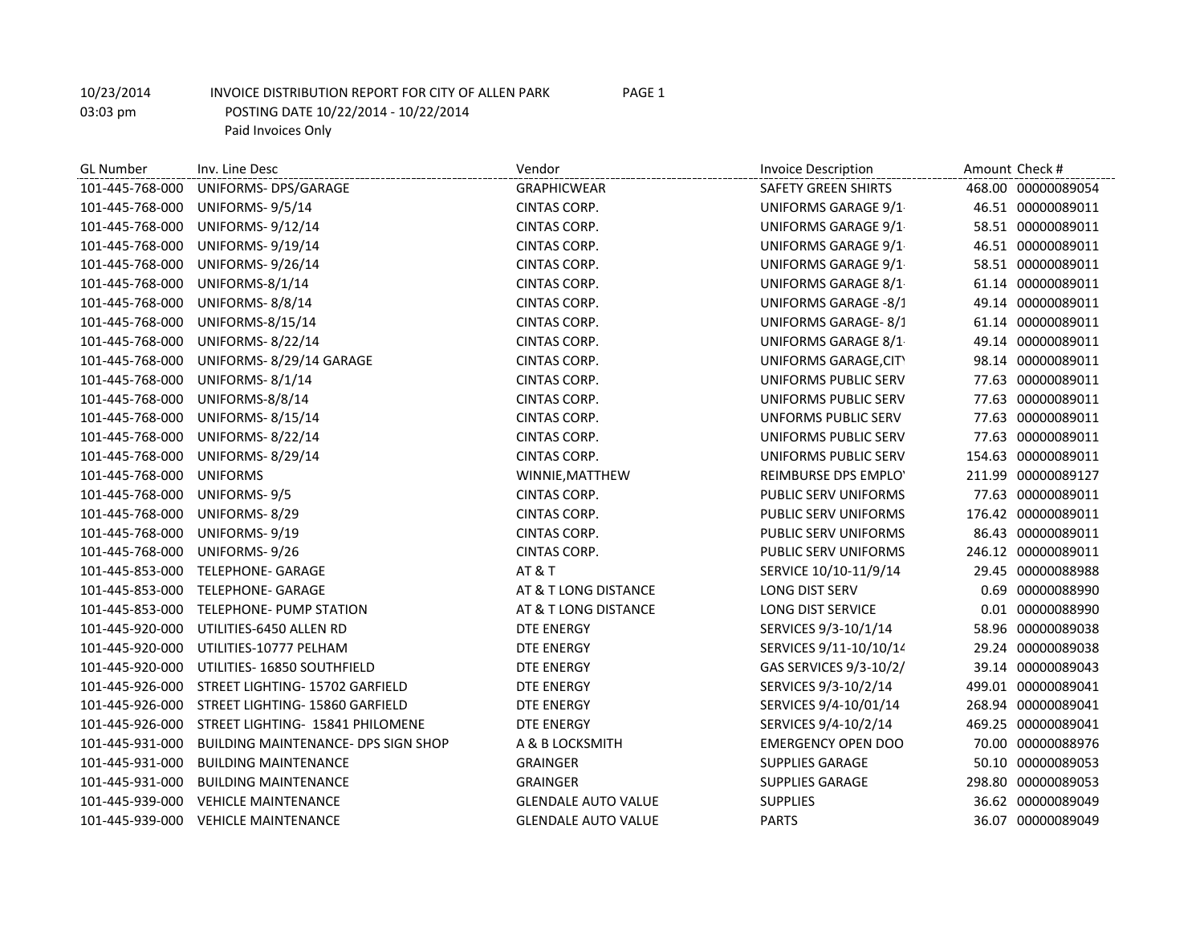10/23/2014 INVOICE DISTRIBUTION REPORT FOR CITY OF ALLEN PARK

03:03 pm POSTING DATE 10/22/2014 - 10/22/2014

Paid Invoices Only

| GL Number | Inv. Line Desc | Vendor | Invoice Description | Amount | Check # |
|---|---|---|---|---|---|
| 101-445-768-000 | UNIFORMS- DPS/GARAGE | GRAPHICWEAR | SAFETY GREEN SHIRTS | 468.00 | 00000089054 |
| 101-445-768-000 | UNIFORMS- 9/5/14 | CINTAS CORP. | UNIFORMS GARAGE 9/1 | 46.51 | 00000089011 |
| 101-445-768-000 | UNIFORMS- 9/12/14 | CINTAS CORP. | UNIFORMS GARAGE 9/1 | 58.51 | 00000089011 |
| 101-445-768-000 | UNIFORMS- 9/19/14 | CINTAS CORP. | UNIFORMS GARAGE 9/1 | 46.51 | 00000089011 |
| 101-445-768-000 | UNIFORMS- 9/26/14 | CINTAS CORP. | UNIFORMS GARAGE 9/1 | 58.51 | 00000089011 |
| 101-445-768-000 | UNIFORMS-8/1/14 | CINTAS CORP. | UNIFORMS GARAGE 8/1 | 61.14 | 00000089011 |
| 101-445-768-000 | UNIFORMS- 8/8/14 | CINTAS CORP. | UNIFORMS GARAGE -8/1 | 49.14 | 00000089011 |
| 101-445-768-000 | UNIFORMS-8/15/14 | CINTAS CORP. | UNIFORMS GARAGE- 8/1 | 61.14 | 00000089011 |
| 101-445-768-000 | UNIFORMS- 8/22/14 | CINTAS CORP. | UNIFORMS GARAGE 8/1 | 49.14 | 00000089011 |
| 101-445-768-000 | UNIFORMS- 8/29/14 GARAGE | CINTAS CORP. | UNIFORMS GARAGE,CITY | 98.14 | 00000089011 |
| 101-445-768-000 | UNIFORMS- 8/1/14 | CINTAS CORP. | UNIFORMS PUBLIC SERV | 77.63 | 00000089011 |
| 101-445-768-000 | UNIFORMS-8/8/14 | CINTAS CORP. | UNIFORMS PUBLIC SERV | 77.63 | 00000089011 |
| 101-445-768-000 | UNIFORMS- 8/15/14 | CINTAS CORP. | UNFORMS PUBLIC SERV | 77.63 | 00000089011 |
| 101-445-768-000 | UNIFORMS- 8/22/14 | CINTAS CORP. | UNIFORMS PUBLIC SERV | 77.63 | 00000089011 |
| 101-445-768-000 | UNIFORMS- 8/29/14 | CINTAS CORP. | UNIFORMS PUBLIC SERV | 154.63 | 00000089011 |
| 101-445-768-000 | UNIFORMS | WINNIE,MATTHEW | REIMBURSE DPS EMPLOY | 211.99 | 00000089127 |
| 101-445-768-000 | UNIFORMS- 9/5 | CINTAS CORP. | PUBLIC SERV UNIFORMS | 77.63 | 00000089011 |
| 101-445-768-000 | UNIFORMS- 8/29 | CINTAS CORP. | PUBLIC SERV UNIFORMS | 176.42 | 00000089011 |
| 101-445-768-000 | UNIFORMS- 9/19 | CINTAS CORP. | PUBLIC SERV UNIFORMS | 86.43 | 00000089011 |
| 101-445-768-000 | UNIFORMS- 9/26 | CINTAS CORP. | PUBLIC SERV UNIFORMS | 246.12 | 00000089011 |
| 101-445-853-000 | TELEPHONE- GARAGE | AT & T | SERVICE 10/10-11/9/14 | 29.45 | 00000088988 |
| 101-445-853-000 | TELEPHONE- GARAGE | AT & T LONG DISTANCE | LONG DIST SERV | 0.69 | 00000088990 |
| 101-445-853-000 | TELEPHONE- PUMP STATION | AT & T LONG DISTANCE | LONG DIST SERVICE | 0.01 | 00000088990 |
| 101-445-920-000 | UTILITIES-6450 ALLEN RD | DTE ENERGY | SERVICES 9/3-10/1/14 | 58.96 | 00000089038 |
| 101-445-920-000 | UTILITIES-10777 PELHAM | DTE ENERGY | SERVICES 9/11-10/10/14 | 29.24 | 00000089038 |
| 101-445-920-000 | UTILITIES- 16850 SOUTHFIELD | DTE ENERGY | GAS SERVICES 9/3-10/2/ | 39.14 | 00000089043 |
| 101-445-926-000 | STREET LIGHTING- 15702 GARFIELD | DTE ENERGY | SERVICES 9/3-10/2/14 | 499.01 | 00000089041 |
| 101-445-926-000 | STREET LIGHTING- 15860 GARFIELD | DTE ENERGY | SERVICES 9/4-10/01/14 | 268.94 | 00000089041 |
| 101-445-926-000 | STREET LIGHTING- 15841 PHILOMENE | DTE ENERGY | SERVICES 9/4-10/2/14 | 469.25 | 00000089041 |
| 101-445-931-000 | BUILDING MAINTENANCE- DPS SIGN SHOP | A & B LOCKSMITH | EMERGENCY OPEN DOO | 70.00 | 00000088976 |
| 101-445-931-000 | BUILDING MAINTENANCE | GRAINGER | SUPPLIES GARAGE | 50.10 | 00000089053 |
| 101-445-931-000 | BUILDING MAINTENANCE | GRAINGER | SUPPLIES GARAGE | 298.80 | 00000089053 |
| 101-445-939-000 | VEHICLE MAINTENANCE | GLENDALE AUTO VALUE | SUPPLIES | 36.62 | 00000089049 |
| 101-445-939-000 | VEHICLE MAINTENANCE | GLENDALE AUTO VALUE | PARTS | 36.07 | 00000089049 |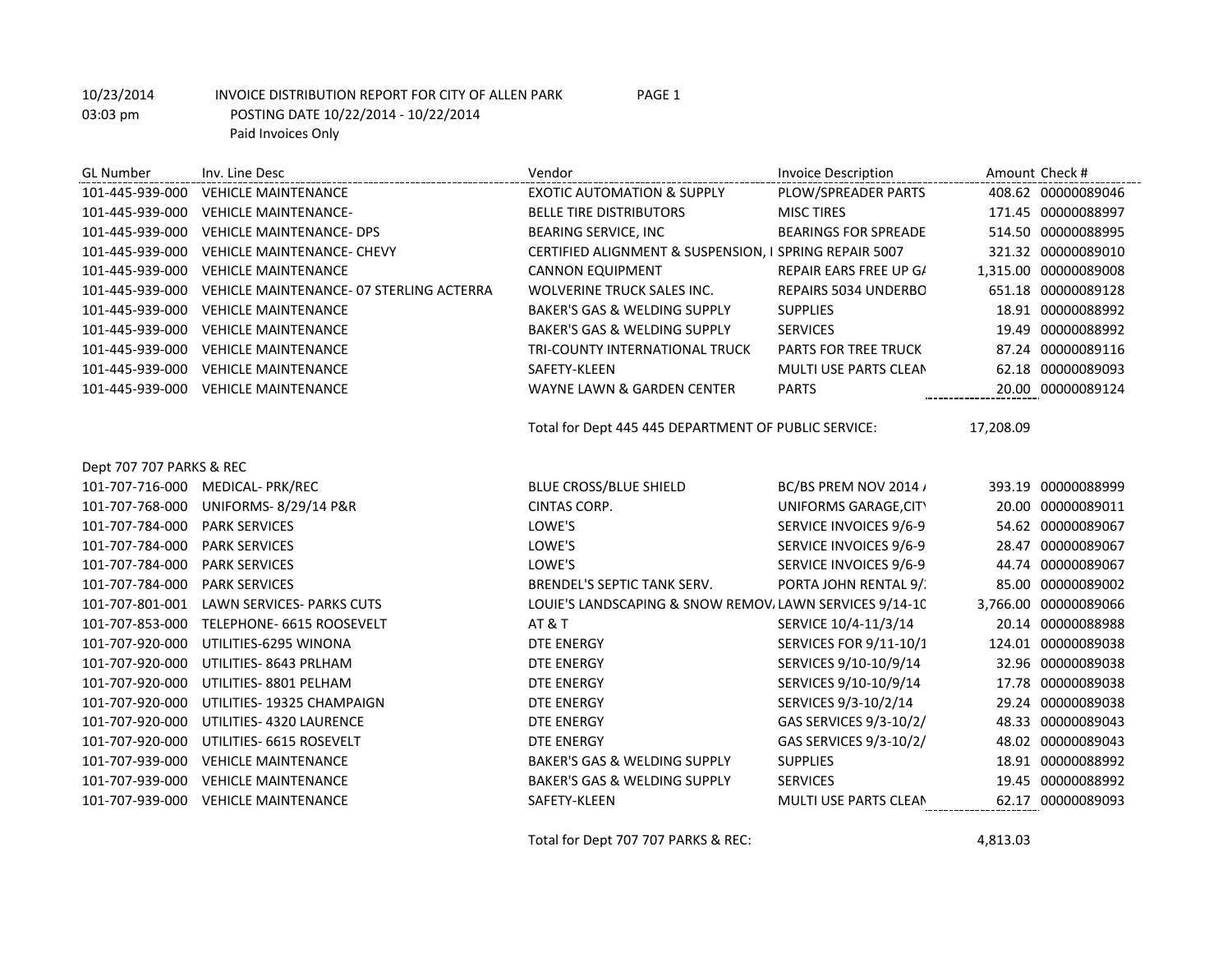10/23/2014 INVOICE DISTRIBUTION REPORT FOR CITY OF ALLEN PARK PAGE 1
03:03 pm POSTING DATE 10/22/2014 - 10/22/2014
Paid Invoices Only

| GL Number | Inv. Line Desc | Vendor | Invoice Description | Amount | Check # |
|---|---|---|---|---|---|
| 101-445-939-000 | VEHICLE MAINTENANCE | EXOTIC AUTOMATION & SUPPLY | PLOW/SPREADER PARTS | 408.62 | 00000089046 |
| 101-445-939-000 | VEHICLE MAINTENANCE- | BELLE TIRE DISTRIBUTORS | MISC TIRES | 171.45 | 00000088997 |
| 101-445-939-000 | VEHICLE MAINTENANCE- DPS | BEARING SERVICE, INC | BEARINGS FOR SPREADE | 514.50 | 00000088995 |
| 101-445-939-000 | VEHICLE MAINTENANCE- CHEVY | CERTIFIED ALIGNMENT & SUSPENSION, I | SPRING REPAIR 5007 | 321.32 | 00000089010 |
| 101-445-939-000 | VEHICLE MAINTENANCE | CANNON EQUIPMENT | REPAIR EARS FREE UP G/ | 1,315.00 | 00000089008 |
| 101-445-939-000 | VEHICLE MAINTENANCE- 07 STERLING ACTERRA | WOLVERINE TRUCK SALES INC. | REPAIRS 5034 UNDERBO | 651.18 | 00000089128 |
| 101-445-939-000 | VEHICLE MAINTENANCE | BAKER'S GAS & WELDING SUPPLY | SUPPLIES | 18.91 | 00000088992 |
| 101-445-939-000 | VEHICLE MAINTENANCE | BAKER'S GAS & WELDING SUPPLY | SERVICES | 19.49 | 00000088992 |
| 101-445-939-000 | VEHICLE MAINTENANCE | TRI-COUNTY INTERNATIONAL TRUCK | PARTS FOR TREE TRUCK | 87.24 | 00000089116 |
| 101-445-939-000 | VEHICLE MAINTENANCE | SAFETY-KLEEN | MULTI USE PARTS CLEAN | 62.18 | 00000089093 |
| 101-445-939-000 | VEHICLE MAINTENANCE | WAYNE LAWN & GARDEN CENTER | PARTS | 20.00 | 00000089124 |
| | | Total for Dept 445 445 DEPARTMENT OF PUBLIC SERVICE: | | 17,208.09 | |
| Dept 707 707 PARKS & REC | | | | | |
| 101-707-716-000 | MEDICAL- PRK/REC | BLUE CROSS/BLUE SHIELD | BC/BS PREM NOV 2014 / | 393.19 | 00000088999 |
| 101-707-768-000 | UNIFORMS- 8/29/14 P&R | CINTAS CORP. | UNIFORMS GARAGE,CITY | 20.00 | 00000089011 |
| 101-707-784-000 | PARK SERVICES | LOWE'S | SERVICE INVOICES 9/6-9 | 54.62 | 00000089067 |
| 101-707-784-000 | PARK SERVICES | LOWE'S | SERVICE INVOICES 9/6-9 | 28.47 | 00000089067 |
| 101-707-784-000 | PARK SERVICES | LOWE'S | SERVICE INVOICES 9/6-9 | 44.74 | 00000089067 |
| 101-707-784-000 | PARK SERVICES | BRENDEL'S SEPTIC TANK SERV. | PORTA JOHN RENTAL 9/1 | 85.00 | 00000089002 |
| 101-707-801-001 | LAWN SERVICES- PARKS CUTS | LOUIE'S LANDSCAPING & SNOW REMOV/ | LAWN SERVICES 9/14-10 | 3,766.00 | 00000089066 |
| 101-707-853-000 | TELEPHONE- 6615 ROOSEVELT | AT & T | SERVICE 10/4-11/3/14 | 20.14 | 00000088988 |
| 101-707-920-000 | UTILITIES-6295 WINONA | DTE ENERGY | SERVICES FOR 9/11-10/1 | 124.01 | 00000089038 |
| 101-707-920-000 | UTILITIES- 8643 PRLHAM | DTE ENERGY | SERVICES 9/10-10/9/14 | 32.96 | 00000089038 |
| 101-707-920-000 | UTILITIES- 8801 PELHAM | DTE ENERGY | SERVICES 9/10-10/9/14 | 17.78 | 00000089038 |
| 101-707-920-000 | UTILITIES- 19325 CHAMPAIGN | DTE ENERGY | SERVICES 9/3-10/2/14 | 29.24 | 00000089038 |
| 101-707-920-000 | UTILITIES- 4320 LAURENCE | DTE ENERGY | GAS SERVICES 9/3-10/2/ | 48.33 | 00000089043 |
| 101-707-920-000 | UTILITIES- 6615 ROSEVELT | DTE ENERGY | GAS SERVICES 9/3-10/2/ | 48.02 | 00000089043 |
| 101-707-939-000 | VEHICLE MAINTENANCE | BAKER'S GAS & WELDING SUPPLY | SUPPLIES | 18.91 | 00000088992 |
| 101-707-939-000 | VEHICLE MAINTENANCE | BAKER'S GAS & WELDING SUPPLY | SERVICES | 19.45 | 00000088992 |
| 101-707-939-000 | VEHICLE MAINTENANCE | SAFETY-KLEEN | MULTI USE PARTS CLEAN | 62.17 | 00000089093 |
| | | Total for Dept 707 707 PARKS & REC: | | 4,813.03 | |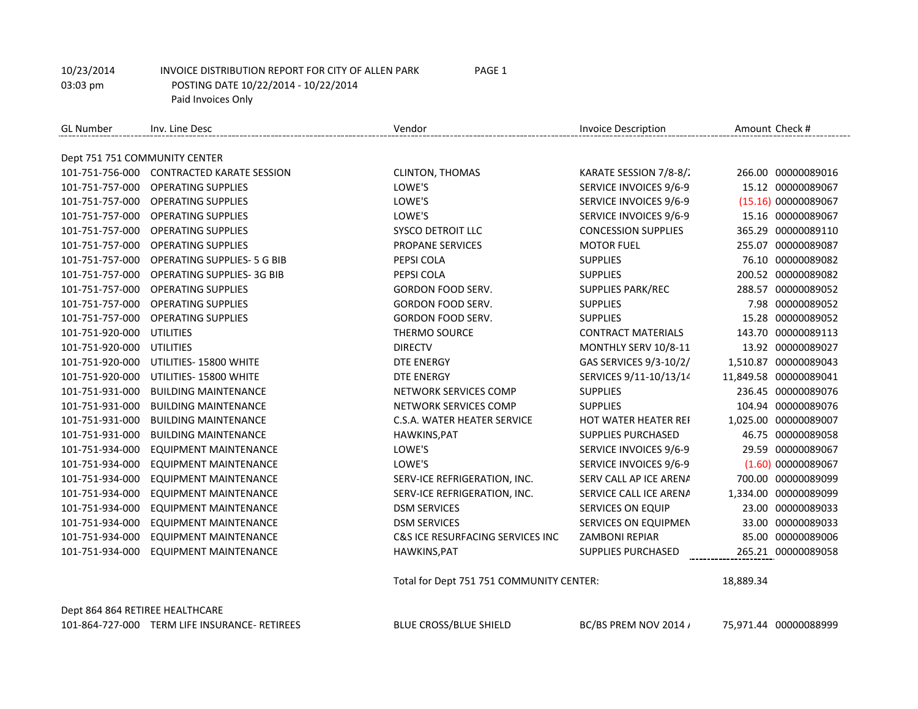10/23/2014 INVOICE DISTRIBUTION REPORT FOR CITY OF ALLEN PARK PAGE 1
03:03 pm POSTING DATE 10/22/2014 - 10/22/2014
Paid Invoices Only

| GL Number | Inv. Line Desc | Vendor | Invoice Description | Amount | Check # |
|---|---|---|---|---|---|
| **Dept 751 751 COMMUNITY CENTER** | | | | | |
| 101-751-756-000 | CONTRACTED KARATE SESSION | CLINTON, THOMAS | KARATE SESSION 7/8-8/: | 266.00 | 00000089016 |
| 101-751-757-000 | OPERATING SUPPLIES | LOWE'S | SERVICE INVOICES 9/6-9 | 15.12 | 00000089067 |
| 101-751-757-000 | OPERATING SUPPLIES | LOWE'S | SERVICE INVOICES 9/6-9 | (15.16) | 00000089067 |
| 101-751-757-000 | OPERATING SUPPLIES | LOWE'S | SERVICE INVOICES 9/6-9 | 15.16 | 00000089067 |
| 101-751-757-000 | OPERATING SUPPLIES | SYSCO DETROIT LLC | CONCESSION SUPPLIES | 365.29 | 00000089110 |
| 101-751-757-000 | OPERATING SUPPLIES | PROPANE SERVICES | MOTOR FUEL | 255.07 | 00000089087 |
| 101-751-757-000 | OPERATING SUPPLIES- 5 G BIB | PEPSI COLA | SUPPLIES | 76.10 | 00000089082 |
| 101-751-757-000 | OPERATING SUPPLIES- 3G BIB | PEPSI COLA | SUPPLIES | 200.52 | 00000089082 |
| 101-751-757-000 | OPERATING SUPPLIES | GORDON FOOD SERV. | SUPPLIES PARK/REC | 288.57 | 00000089052 |
| 101-751-757-000 | OPERATING SUPPLIES | GORDON FOOD SERV. | SUPPLIES | 7.98 | 00000089052 |
| 101-751-757-000 | OPERATING SUPPLIES | GORDON FOOD SERV. | SUPPLIES | 15.28 | 00000089052 |
| 101-751-920-000 | UTILITIES | THERMO SOURCE | CONTRACT MATERIALS | 143.70 | 00000089113 |
| 101-751-920-000 | UTILITIES | DIRECTV | MONTHLY SERV 10/8-11 | 13.92 | 00000089027 |
| 101-751-920-000 | UTILITIES- 15800 WHITE | DTE ENERGY | GAS SERVICES 9/3-10/2/ | 1,510.87 | 00000089043 |
| 101-751-920-000 | UTILITIES- 15800 WHITE | DTE ENERGY | SERVICES 9/11-10/13/14 | 11,849.58 | 00000089041 |
| 101-751-931-000 | BUILDING MAINTENANCE | NETWORK SERVICES COMP | SUPPLIES | 236.45 | 00000089076 |
| 101-751-931-000 | BUILDING MAINTENANCE | NETWORK SERVICES COMP | SUPPLIES | 104.94 | 00000089076 |
| 101-751-931-000 | BUILDING MAINTENANCE | C.S.A. WATER HEATER SERVICE | HOT WATER HEATER REI | 1,025.00 | 00000089007 |
| 101-751-931-000 | BUILDING MAINTENANCE | HAWKINS,PAT | SUPPLIES PURCHASED | 46.75 | 00000089058 |
| 101-751-934-000 | EQUIPMENT MAINTENANCE | LOWE'S | SERVICE INVOICES 9/6-9 | 29.59 | 00000089067 |
| 101-751-934-000 | EQUIPMENT MAINTENANCE | LOWE'S | SERVICE INVOICES 9/6-9 | (1.60) | 00000089067 |
| 101-751-934-000 | EQUIPMENT MAINTENANCE | SERV-ICE REFRIGERATION, INC. | SERV CALL AP ICE ARENA | 700.00 | 00000089099 |
| 101-751-934-000 | EQUIPMENT MAINTENANCE | SERV-ICE REFRIGERATION, INC. | SERVICE CALL ICE ARENA | 1,334.00 | 00000089099 |
| 101-751-934-000 | EQUIPMENT MAINTENANCE | DSM SERVICES | SERVICES ON EQUIP | 23.00 | 00000089033 |
| 101-751-934-000 | EQUIPMENT MAINTENANCE | DSM SERVICES | SERVICES ON EQUIPMEN | 33.00 | 00000089033 |
| 101-751-934-000 | EQUIPMENT MAINTENANCE | C&S ICE RESURFACING SERVICES INC | ZAMBONI REPIAR | 85.00 | 00000089006 |
| 101-751-934-000 | EQUIPMENT MAINTENANCE | HAWKINS,PAT | SUPPLIES PURCHASED | 265.21 | 00000089058 |
| | | Total for Dept 751 751 COMMUNITY CENTER: | | 18,889.34 | |
| **Dept 864 864 RETIREE HEALTHCARE** | | | | | |
| 101-864-727-000 | TERM LIFE INSURANCE- RETIREES | BLUE CROSS/BLUE SHIELD | BC/BS PREM NOV 2014 / | 75,971.44 | 00000088999 |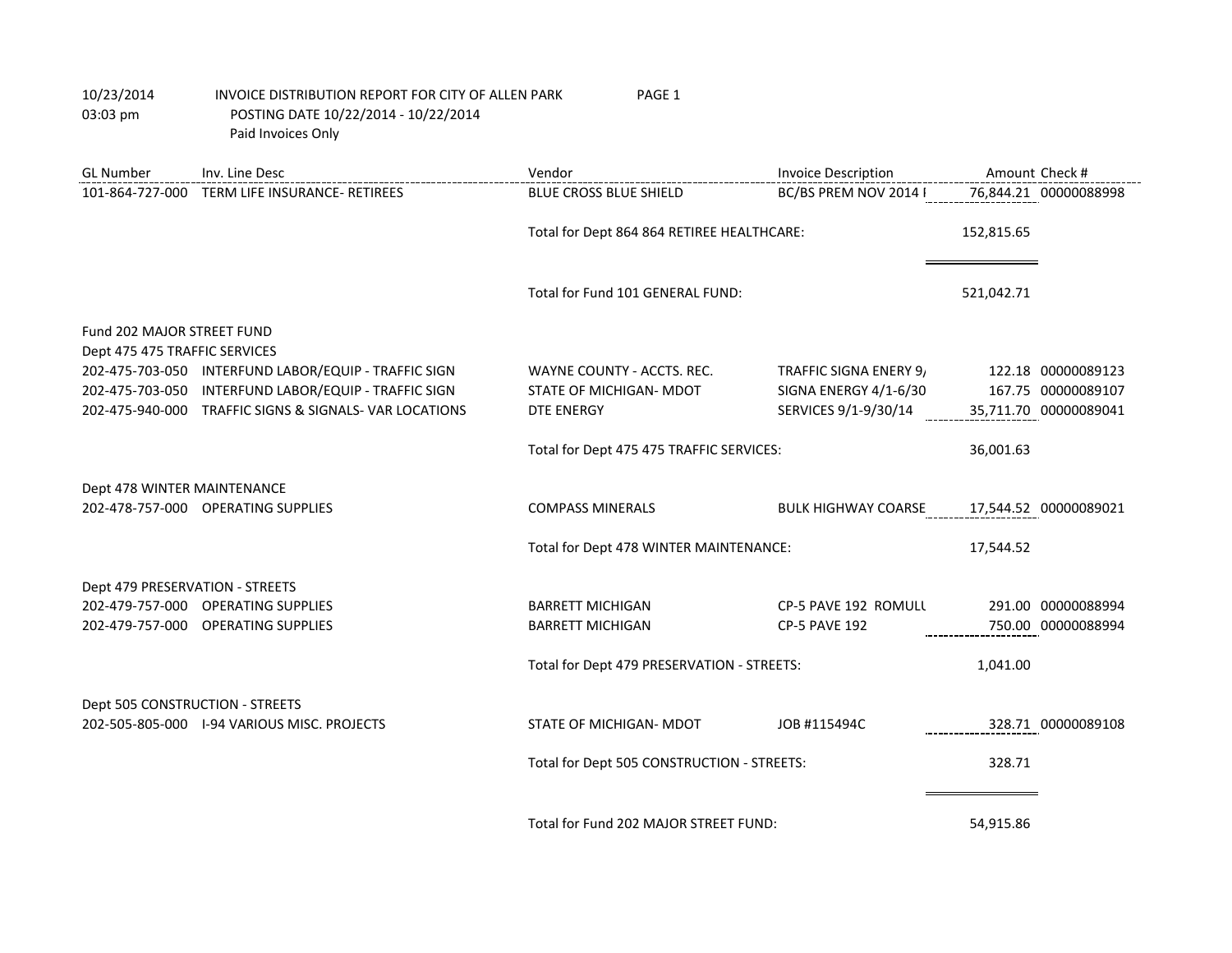10/23/2014 INVOICE DISTRIBUTION REPORT FOR CITY OF ALLEN PARK PAGE 1
03:03 pm POSTING DATE 10/22/2014 - 10/22/2014
Paid Invoices Only

| GL Number | Inv. Line Desc | Vendor | Invoice Description | Amount | Check # |
|---|---|---|---|---|---|
| 101-864-727-000 | TERM LIFE INSURANCE- RETIREES | BLUE CROSS BLUE SHIELD | BC/BS PREM NOV 2014 I | 76,844.21 | 00000088998 |
| | | Total for Dept 864 864 RETIREE HEALTHCARE: | | 152,815.65 | |
| | | Total for Fund 101 GENERAL FUND: | | 521,042.71 | |
| Fund 202 MAJOR STREET FUND | | | | | |
| Dept 475 475 TRAFFIC SERVICES | | | | | |
| 202-475-703-050 | INTERFUND LABOR/EQUIP - TRAFFIC SIGN | WAYNE COUNTY - ACCTS. REC. | TRAFFIC SIGNA ENERY 9/ | 122.18 | 00000089123 |
| 202-475-703-050 | INTERFUND LABOR/EQUIP - TRAFFIC SIGN | STATE OF MICHIGAN- MDOT | SIGNA ENERGY 4/1-6/30 | 167.75 | 00000089107 |
| 202-475-940-000 | TRAFFIC SIGNS & SIGNALS- VAR LOCATIONS | DTE ENERGY | SERVICES 9/1-9/30/14 | 35,711.70 | 00000089041 |
| | | Total for Dept 475 475 TRAFFIC SERVICES: | | 36,001.63 | |
| Dept 478 WINTER MAINTENANCE | | | | | |
| 202-478-757-000 | OPERATING SUPPLIES | COMPASS MINERALS | BULK HIGHWAY COARSE | 17,544.52 | 00000089021 |
| | | Total for Dept 478 WINTER MAINTENANCE: | | 17,544.52 | |
| Dept 479 PRESERVATION - STREETS | | | | | |
| 202-479-757-000 | OPERATING SUPPLIES | BARRETT MICHIGAN | CP-5 PAVE 192 ROMULU | 291.00 | 00000088994 |
| 202-479-757-000 | OPERATING SUPPLIES | BARRETT MICHIGAN | CP-5 PAVE 192 | 750.00 | 00000088994 |
| | | Total for Dept 479 PRESERVATION - STREETS: | | 1,041.00 | |
| Dept 505 CONSTRUCTION - STREETS | | | | | |
| 202-505-805-000 | I-94 VARIOUS MISC. PROJECTS | STATE OF MICHIGAN- MDOT | JOB #115494C | 328.71 | 00000089108 |
| | | Total for Dept 505 CONSTRUCTION - STREETS: | | 328.71 | |
| | | Total for Fund 202 MAJOR STREET FUND: | | 54,915.86 | |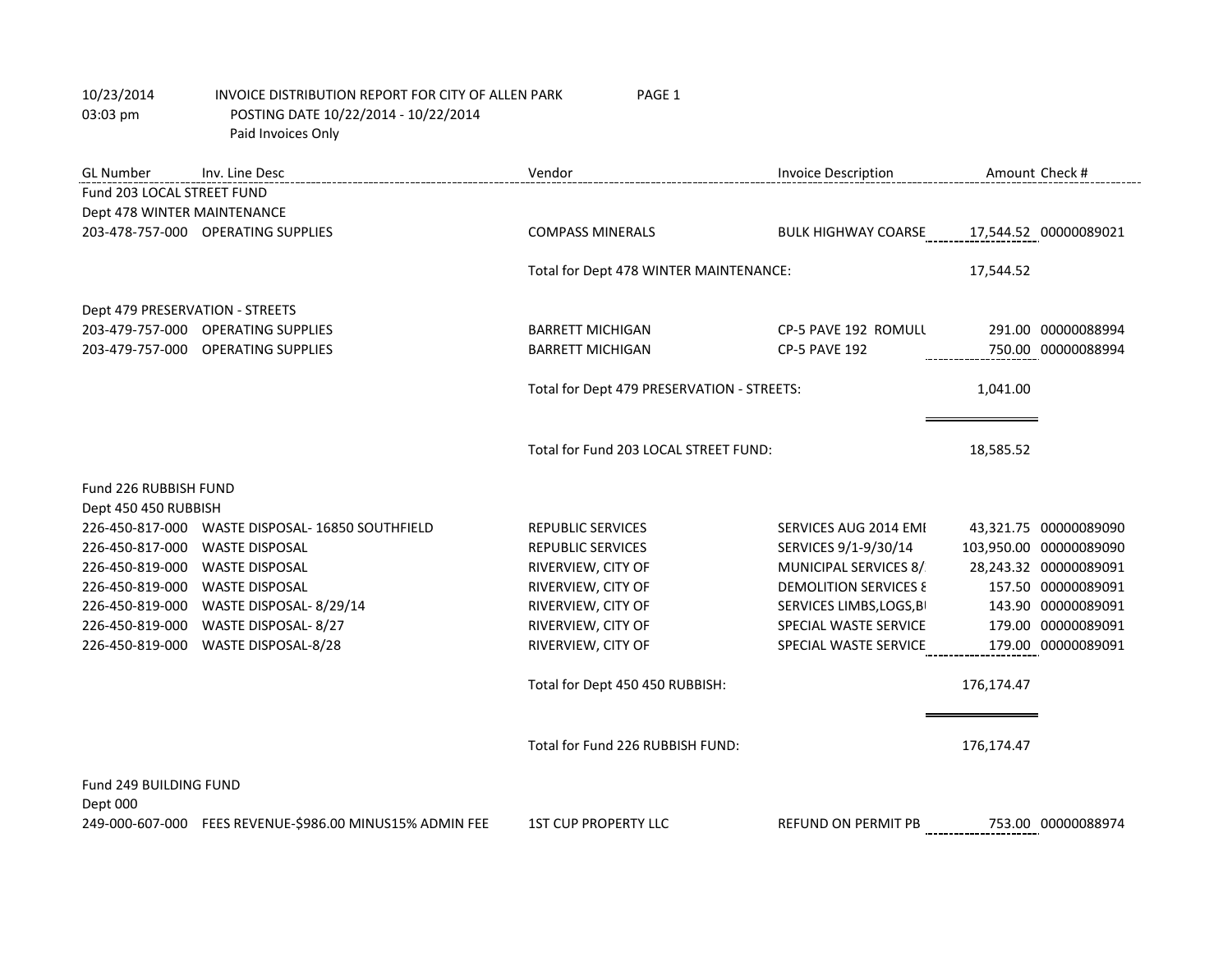10/23/2014 INVOICE DISTRIBUTION REPORT FOR CITY OF ALLEN PARK PAGE 1
03:03 pm POSTING DATE 10/22/2014 - 10/22/2014
Paid Invoices Only

| GL Number | Inv. Line Desc | Vendor | Invoice Description | Amount | Check # |
|---|---|---|---|---|---|
| Fund 203 LOCAL STREET FUND | | | | | |
| Dept 478 WINTER MAINTENANCE | | | | | |
| 203-478-757-000 | OPERATING SUPPLIES | COMPASS MINERALS | BULK HIGHWAY COARSE | 17,544.52 | 00000089021 |
| | | Total for Dept 478 WINTER MAINTENANCE: | | 17,544.52 | |
| Dept 479 PRESERVATION - STREETS | | | | | |
| 203-479-757-000 | OPERATING SUPPLIES | BARRETT MICHIGAN | CP-5 PAVE 192 ROMULU | 291.00 | 00000088994 |
| 203-479-757-000 | OPERATING SUPPLIES | BARRETT MICHIGAN | CP-5 PAVE 192 | 750.00 | 00000088994 |
| | | Total for Dept 479 PRESERVATION - STREETS: | | 1,041.00 | |
| | | Total for Fund 203 LOCAL STREET FUND: | | 18,585.52 | |
| Fund 226 RUBBISH FUND | | | | | |
| Dept 450 450 RUBBISH | | | | | |
| 226-450-817-000 | WASTE DISPOSAL- 16850 SOUTHFIELD | REPUBLIC SERVICES | SERVICES AUG 2014 EMI | 43,321.75 | 00000089090 |
| 226-450-817-000 | WASTE DISPOSAL | REPUBLIC SERVICES | SERVICES 9/1-9/30/14 | 103,950.00 | 00000089090 |
| 226-450-819-000 | WASTE DISPOSAL | RIVERVIEW, CITY OF | MUNICIPAL SERVICES 8/ | 28,243.32 | 00000089091 |
| 226-450-819-000 | WASTE DISPOSAL | RIVERVIEW, CITY OF | DEMOLITION SERVICES 8 | 157.50 | 00000089091 |
| 226-450-819-000 | WASTE DISPOSAL- 8/29/14 | RIVERVIEW, CITY OF | SERVICES LIMBS,LOGS,B | 143.90 | 00000089091 |
| 226-450-819-000 | WASTE DISPOSAL- 8/27 | RIVERVIEW, CITY OF | SPECIAL WASTE SERVICE | 179.00 | 00000089091 |
| 226-450-819-000 | WASTE DISPOSAL-8/28 | RIVERVIEW, CITY OF | SPECIAL WASTE SERVICE | 179.00 | 00000089091 |
| | | Total for Dept 450 450 RUBBISH: | | 176,174.47 | |
| | | Total for Fund 226 RUBBISH FUND: | | 176,174.47 | |
| Fund 249 BUILDING FUND | | | | | |
| Dept 000 | | | | | |
| 249-000-607-000 | FEES REVENUE-$986.00 MINUS15% ADMIN FEE | 1ST CUP PROPERTY LLC | REFUND ON PERMIT PB | 753.00 | 00000088974 |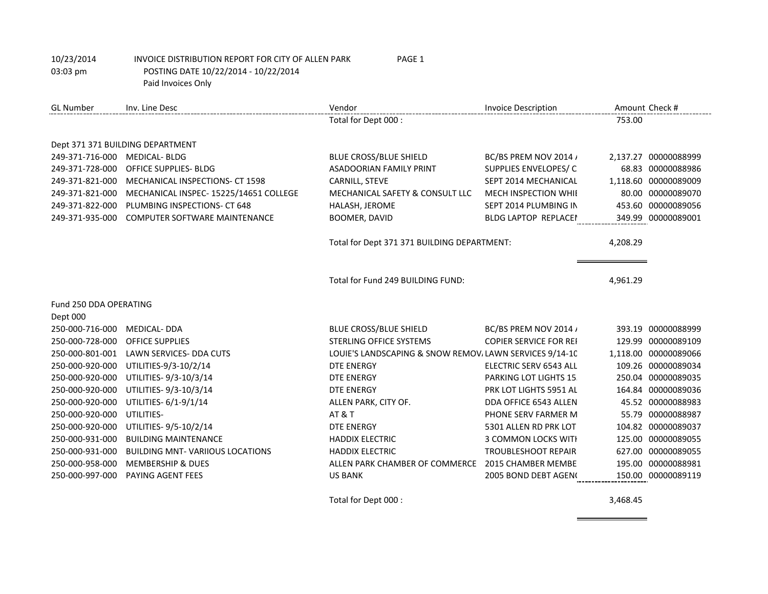10/23/2014 03:03 pm

INVOICE DISTRIBUTION REPORT FOR CITY OF ALLEN PARK
POSTING DATE 10/22/2014 - 10/22/2014
Paid Invoices Only

| GL Number | Inv. Line Desc | Vendor | Invoice Description | Amount | Check # |
|---|---|---|---|---|---|
| | | Total for Dept 000 : | | 753.00 | |
| Dept 371 371 BUILDING DEPARTMENT | | | | | |
| 249-371-716-000 | MEDICAL- BLDG | BLUE CROSS/BLUE SHIELD | BC/BS PREM NOV 2014 / | 2,137.27 | 00000088999 |
| 249-371-728-000 | OFFICE SUPPLIES- BLDG | ASADOORIAN FAMILY PRINT | SUPPLIES ENVELOPES/ C | 68.83 | 00000088986 |
| 249-371-821-000 | MECHANICAL INSPECTIONS- CT 1598 | CARNILL, STEVE | SEPT 2014 MECHANICAL | 1,118.60 | 00000089009 |
| 249-371-821-000 | MECHANICAL INSPEC- 15225/14651 COLLEGE | MECHANICAL SAFETY & CONSULT LLC | MECH INSPECTION WHI | 80.00 | 00000089070 |
| 249-371-822-000 | PLUMBING INSPECTIONS- CT 648 | HALASH, JEROME | SEPT 2014 PLUMBING IN | 453.60 | 00000089056 |
| 249-371-935-000 | COMPUTER SOFTWARE MAINTENANCE | BOOMER, DAVID | BLDG LAPTOP REPLACE | 349.99 | 00000089001 |
| | | Total for Dept 371 371 BUILDING DEPARTMENT: | | 4,208.29 | |
| | | Total for Fund 249 BUILDING FUND: | | 4,961.29 | |
| Fund 250 DDA OPERATING | | | | | |
| Dept 000 | | | | | |
| 250-000-716-000 | MEDICAL- DDA | BLUE CROSS/BLUE SHIELD | BC/BS PREM NOV 2014 / | 393.19 | 00000088999 |
| 250-000-728-000 | OFFICE SUPPLIES | STERLING OFFICE SYSTEMS | COPIER SERVICE FOR REI | 129.99 | 00000089109 |
| 250-000-801-001 | LAWN SERVICES- DDA CUTS | LOUIE'S LANDSCAPING & SNOW REMOV | LAWN SERVICES 9/14-10 | 1,118.00 | 00000089066 |
| 250-000-920-000 | UTILITIES-9/3-10/2/14 | DTE ENERGY | ELECTRIC SERV 6543 ALL | 109.26 | 00000089034 |
| 250-000-920-000 | UTILITIES- 9/3-10/3/14 | DTE ENERGY | PARKING LOT LIGHTS 15 | 250.04 | 00000089035 |
| 250-000-920-000 | UTILITIES- 9/3-10/3/14 | DTE ENERGY | PRK LOT LIGHTS 5951 AL | 164.84 | 00000089036 |
| 250-000-920-000 | UTILITIES- 6/1-9/1/14 | ALLEN PARK, CITY OF. | DDA OFFICE 6543 ALLEN | 45.52 | 00000088983 |
| 250-000-920-000 | UTILITIES- | AT & T | PHONE SERV FARMER M | 55.79 | 00000088987 |
| 250-000-920-000 | UTILITIES- 9/5-10/2/14 | DTE ENERGY | 5301 ALLEN RD PRK LOT | 104.82 | 00000089037 |
| 250-000-931-000 | BUILDING MAINTENANCE | HADDIX ELECTRIC | 3 COMMON LOCKS WITH | 125.00 | 00000089055 |
| 250-000-931-000 | BUILDING MNT- VARIIOUS LOCATIONS | HADDIX ELECTRIC | TROUBLESHOOT REPAIR | 627.00 | 00000089055 |
| 250-000-958-000 | MEMBERSHIP & DUES | ALLEN PARK CHAMBER OF COMMERCE | 2015 CHAMBER MEMBE | 195.00 | 00000088981 |
| 250-000-997-000 | PAYING AGENT FEES | US BANK | 2005 BOND DEBT AGEN( | 150.00 | 00000089119 |
| | | Total for Dept 000 : | | 3,468.45 | |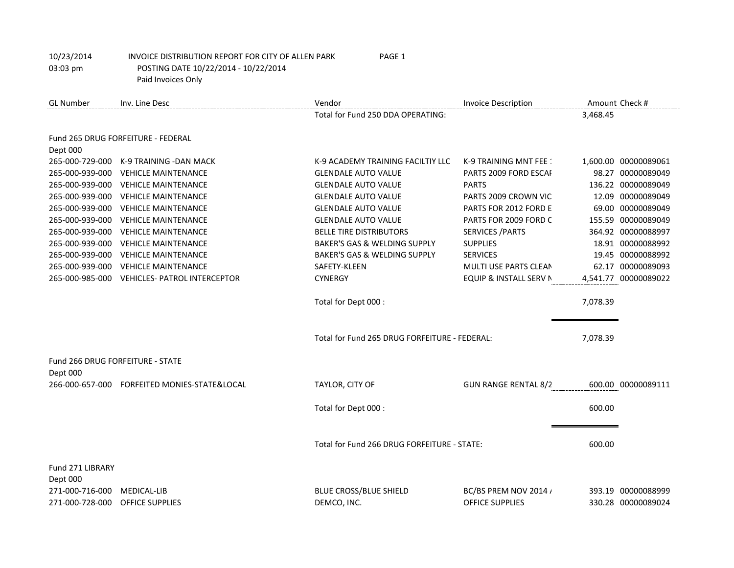10/23/2014 INVOICE DISTRIBUTION REPORT FOR CITY OF ALLEN PARK PAGE 1
03:03 pm POSTING DATE 10/22/2014 - 10/22/2014
Paid Invoices Only

| GL Number | Inv. Line Desc | Vendor | Invoice Description | Amount | Check # |
|---|---|---|---|---|---|
| | | Total for Fund 250 DDA OPERATING: | | 3,468.45 | |
| Fund 265 DRUG FORFEITURE - FEDERAL | | | | | |
| Dept 000 | | | | | |
| 265-000-729-000 | K-9 TRAINING -DAN MACK | K-9 ACADEMY TRAINING FACILTIY LLC | K-9 TRAINING MNT FEE 1 | 1,600.00 | 00000089061 |
| 265-000-939-000 | VEHICLE MAINTENANCE | GLENDALE AUTO VALUE | PARTS 2009 FORD ESCAF | 98.27 | 00000089049 |
| 265-000-939-000 | VEHICLE MAINTENANCE | GLENDALE AUTO VALUE | PARTS | 136.22 | 00000089049 |
| 265-000-939-000 | VEHICLE MAINTENANCE | GLENDALE AUTO VALUE | PARTS 2009 CROWN VIC | 12.09 | 00000089049 |
| 265-000-939-000 | VEHICLE MAINTENANCE | GLENDALE AUTO VALUE | PARTS FOR 2012 FORD E | 69.00 | 00000089049 |
| 265-000-939-000 | VEHICLE MAINTENANCE | GLENDALE AUTO VALUE | PARTS FOR 2009 FORD C | 155.59 | 00000089049 |
| 265-000-939-000 | VEHICLE MAINTENANCE | BELLE TIRE DISTRIBUTORS | SERVICES /PARTS | 364.92 | 00000088997 |
| 265-000-939-000 | VEHICLE MAINTENANCE | BAKER'S GAS & WELDING SUPPLY | SUPPLIES | 18.91 | 00000088992 |
| 265-000-939-000 | VEHICLE MAINTENANCE | BAKER'S GAS & WELDING SUPPLY | SERVICES | 19.45 | 00000088992 |
| 265-000-939-000 | VEHICLE MAINTENANCE | SAFETY-KLEEN | MULTI USE PARTS CLEAN | 62.17 | 00000089093 |
| 265-000-985-000 | VEHICLES- PATROL INTERCEPTOR | CYNERGY | EQUIP & INSTALL SERV N | 4,541.77 | 00000089022 |
| | | Total for Dept 000 : | | 7,078.39 | |
| | | Total for Fund 265 DRUG FORFEITURE - FEDERAL: | | 7,078.39 | |
| Fund 266 DRUG FORFEITURE - STATE | | | | | |
| Dept 000 | | | | | |
| 266-000-657-000 | FORFEITED MONIES-STATE&LOCAL | TAYLOR, CITY OF | GUN RANGE RENTAL 8/2 | 600.00 | 00000089111 |
| | | Total for Dept 000 : | | 600.00 | |
| | | Total for Fund 266 DRUG FORFEITURE - STATE: | | 600.00 | |
| Fund 271 LIBRARY | | | | | |
| Dept 000 | | | | | |
| 271-000-716-000 | MEDICAL-LIB | BLUE CROSS/BLUE SHIELD | BC/BS PREM NOV 2014 / | 393.19 | 00000088999 |
| 271-000-728-000 | OFFICE SUPPLIES | DEMCO, INC. | OFFICE SUPPLIES | 330.28 | 00000089024 |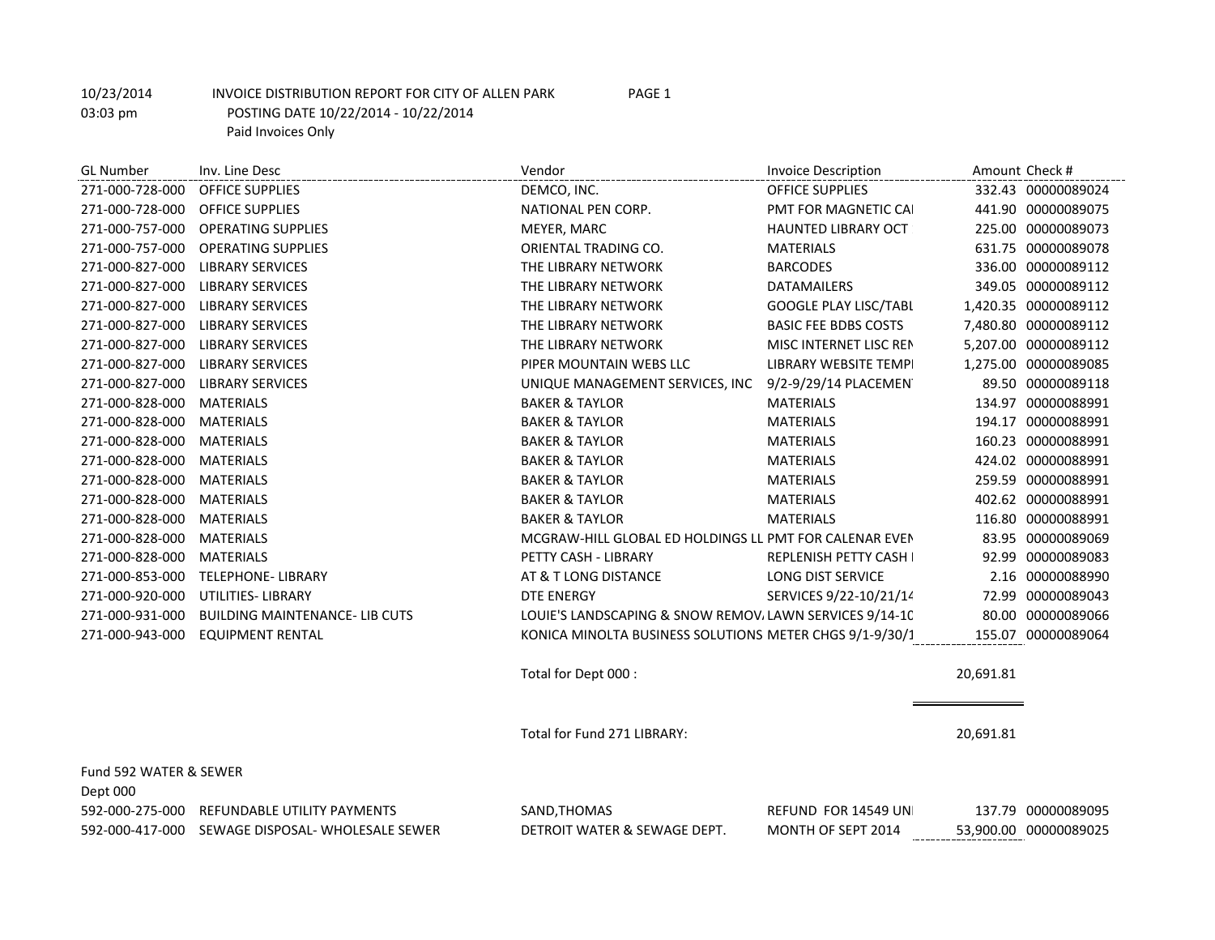10/23/2014 INVOICE DISTRIBUTION REPORT FOR CITY OF ALLEN PARK PAGE 1

03:03 pm POSTING DATE 10/22/2014 - 10/22/2014

Paid Invoices Only

| GL Number | Inv. Line Desc | Vendor | Invoice Description | Amount | Check # |
|---|---|---|---|---|---|
| 271-000-728-000 | OFFICE SUPPLIES | DEMCO, INC. | OFFICE SUPPLIES | 332.43 | 00000089024 |
| 271-000-728-000 | OFFICE SUPPLIES | NATIONAL PEN CORP. | PMT FOR MAGNETIC CAI | 441.90 | 00000089075 |
| 271-000-757-000 | OPERATING SUPPLIES | MEYER, MARC | HAUNTED LIBRARY OCT | 225.00 | 00000089073 |
| 271-000-757-000 | OPERATING SUPPLIES | ORIENTAL TRADING CO. | MATERIALS | 631.75 | 00000089078 |
| 271-000-827-000 | LIBRARY SERVICES | THE LIBRARY NETWORK | BARCODES | 336.00 | 00000089112 |
| 271-000-827-000 | LIBRARY SERVICES | THE LIBRARY NETWORK | DATAMAILERS | 349.05 | 00000089112 |
| 271-000-827-000 | LIBRARY SERVICES | THE LIBRARY NETWORK | GOOGLE PLAY LISC/TABL | 1,420.35 | 00000089112 |
| 271-000-827-000 | LIBRARY SERVICES | THE LIBRARY NETWORK | BASIC FEE BDBS COSTS | 7,480.80 | 00000089112 |
| 271-000-827-000 | LIBRARY SERVICES | THE LIBRARY NETWORK | MISC INTERNET LISC REN | 5,207.00 | 00000089112 |
| 271-000-827-000 | LIBRARY SERVICES | PIPER MOUNTAIN WEBS LLC | LIBRARY WEBSITE TEMPI | 1,275.00 | 00000089085 |
| 271-000-827-000 | LIBRARY SERVICES | UNIQUE MANAGEMENT SERVICES, INC | 9/2-9/29/14 PLACEMEN | 89.50 | 00000089118 |
| 271-000-828-000 | MATERIALS | BAKER & TAYLOR | MATERIALS | 134.97 | 00000088991 |
| 271-000-828-000 | MATERIALS | BAKER & TAYLOR | MATERIALS | 194.17 | 00000088991 |
| 271-000-828-000 | MATERIALS | BAKER & TAYLOR | MATERIALS | 160.23 | 00000088991 |
| 271-000-828-000 | MATERIALS | BAKER & TAYLOR | MATERIALS | 424.02 | 00000088991 |
| 271-000-828-000 | MATERIALS | BAKER & TAYLOR | MATERIALS | 259.59 | 00000088991 |
| 271-000-828-000 | MATERIALS | BAKER & TAYLOR | MATERIALS | 402.62 | 00000088991 |
| 271-000-828-000 | MATERIALS | BAKER & TAYLOR | MATERIALS | 116.80 | 00000088991 |
| 271-000-828-000 | MATERIALS | MCGRAW-HILL GLOBAL ED HOLDINGS LL | PMT FOR CALENAR EVEN | 83.95 | 00000089069 |
| 271-000-828-000 | MATERIALS | PETTY CASH - LIBRARY | REPLENISH PETTY CASH I | 92.99 | 00000089083 |
| 271-000-853-000 | TELEPHONE- LIBRARY | AT & T LONG DISTANCE | LONG DIST SERVICE | 2.16 | 00000088990 |
| 271-000-920-000 | UTILITIES- LIBRARY | DTE ENERGY | SERVICES 9/22-10/21/14 | 72.99 | 00000089043 |
| 271-000-931-000 | BUILDING MAINTENANCE- LIB CUTS | LOUIE'S LANDSCAPING & SNOW REMOV | LAWN SERVICES 9/14-10 | 80.00 | 00000089066 |
| 271-000-943-000 | EQUIPMENT RENTAL | KONICA MINOLTA BUSINESS SOLUTIONS | METER CHGS 9/1-9/30/1 | 155.07 | 00000089064 |
| | | Total for Dept 000 : | | 20,691.81 | |
| | | Total for Fund 271 LIBRARY: | | 20,691.81 | |

Fund 592 WATER & SEWER

Dept 000

| GL Number | Inv. Line Desc | Vendor | Invoice Description | Amount | Check # |
|---|---|---|---|---|---|
| 592-000-275-000 | REFUNDABLE UTILITY PAYMENTS | SAND,THOMAS | REFUND FOR 14549 UNI | 137.79 | 00000089095 |
| 592-000-417-000 | SEWAGE DISPOSAL- WHOLESALE SEWER | DETROIT WATER & SEWAGE DEPT. | MONTH OF SEPT 2014 | 53,900.00 | 00000089025 |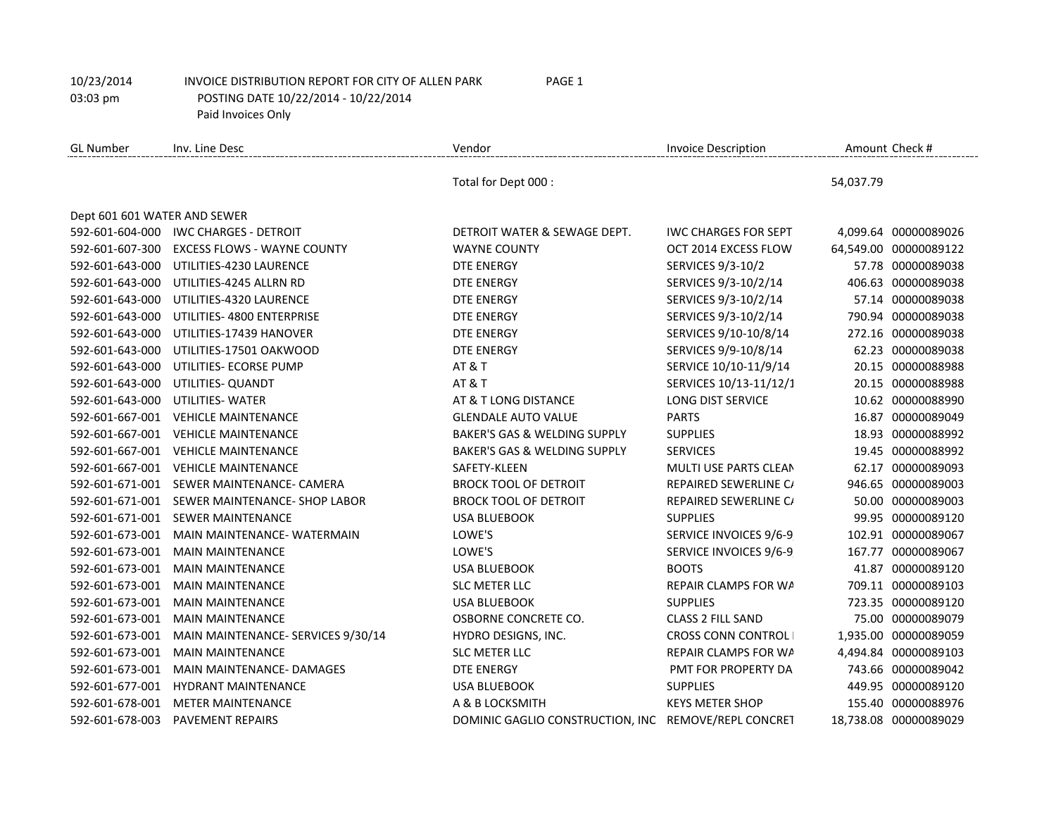10/23/2014 INVOICE DISTRIBUTION REPORT FOR CITY OF ALLEN PARK PAGE 1
03:03 pm POSTING DATE 10/22/2014 - 10/22/2014
Paid Invoices Only

| GL Number | Inv. Line Desc | Vendor | Invoice Description | Amount | Check # |
|---|---|---|---|---|---|
| | | Total for Dept 000 : | | 54,037.79 | |
| Dept 601 601 WATER AND SEWER | | | | | |
| 592-601-604-000 | IWC CHARGES - DETROIT | DETROIT WATER & SEWAGE DEPT. | IWC CHARGES FOR SEPT | 4,099.64 | 00000089026 |
| 592-601-607-300 | EXCESS FLOWS - WAYNE COUNTY | WAYNE COUNTY | OCT 2014 EXCESS FLOW | 64,549.00 | 00000089122 |
| 592-601-643-000 | UTILITIES-4230 LAURENCE | DTE ENERGY | SERVICES 9/3-10/2 | 57.78 | 00000089038 |
| 592-601-643-000 | UTILITIES-4245 ALLRN RD | DTE ENERGY | SERVICES 9/3-10/2/14 | 406.63 | 00000089038 |
| 592-601-643-000 | UTILITIES-4320 LAURENCE | DTE ENERGY | SERVICES 9/3-10/2/14 | 57.14 | 00000089038 |
| 592-601-643-000 | UTILITIES- 4800 ENTERPRISE | DTE ENERGY | SERVICES 9/3-10/2/14 | 790.94 | 00000089038 |
| 592-601-643-000 | UTILITIES-17439 HANOVER | DTE ENERGY | SERVICES 9/10-10/8/14 | 272.16 | 00000089038 |
| 592-601-643-000 | UTILITIES-17501 OAKWOOD | DTE ENERGY | SERVICES 9/9-10/8/14 | 62.23 | 00000089038 |
| 592-601-643-000 | UTILITIES- ECORSE PUMP | AT & T | SERVICE 10/10-11/9/14 | 20.15 | 00000088988 |
| 592-601-643-000 | UTILITIES- QUANDT | AT & T | SERVICES 10/13-11/12/1 | 20.15 | 00000088988 |
| 592-601-643-000 | UTILITIES- WATER | AT & T LONG DISTANCE | LONG DIST SERVICE | 10.62 | 00000088990 |
| 592-601-667-001 | VEHICLE MAINTENANCE | GLENDALE AUTO VALUE | PARTS | 16.87 | 00000089049 |
| 592-601-667-001 | VEHICLE MAINTENANCE | BAKER'S GAS & WELDING SUPPLY | SUPPLIES | 18.93 | 00000088992 |
| 592-601-667-001 | VEHICLE MAINTENANCE | BAKER'S GAS & WELDING SUPPLY | SERVICES | 19.45 | 00000088992 |
| 592-601-667-001 | VEHICLE MAINTENANCE | SAFETY-KLEEN | MULTI USE PARTS CLEAN | 62.17 | 00000089093 |
| 592-601-671-001 | SEWER MAINTENANCE- CAMERA | BROCK TOOL OF DETROIT | REPAIRED SEWERLINE CA | 946.65 | 00000089003 |
| 592-601-671-001 | SEWER MAINTENANCE- SHOP LABOR | BROCK TOOL OF DETROIT | REPAIRED SEWERLINE CA | 50.00 | 00000089003 |
| 592-601-671-001 | SEWER MAINTENANCE | USA BLUEBOOK | SUPPLIES | 99.95 | 00000089120 |
| 592-601-673-001 | MAIN MAINTENANCE- WATERMAIN | LOWE'S | SERVICE INVOICES 9/6-9 | 102.91 | 00000089067 |
| 592-601-673-001 | MAIN MAINTENANCE | LOWE'S | SERVICE INVOICES 9/6-9 | 167.77 | 00000089067 |
| 592-601-673-001 | MAIN MAINTENANCE | USA BLUEBOOK | BOOTS | 41.87 | 00000089120 |
| 592-601-673-001 | MAIN MAINTENANCE | SLC METER LLC | REPAIR CLAMPS FOR WA | 709.11 | 00000089103 |
| 592-601-673-001 | MAIN MAINTENANCE | USA BLUEBOOK | SUPPLIES | 723.35 | 00000089120 |
| 592-601-673-001 | MAIN MAINTENANCE | OSBORNE CONCRETE CO. | CLASS 2 FILL SAND | 75.00 | 00000089079 |
| 592-601-673-001 | MAIN MAINTENANCE- SERVICES 9/30/14 | HYDRO DESIGNS, INC. | CROSS CONN CONTROL I | 1,935.00 | 00000089059 |
| 592-601-673-001 | MAIN MAINTENANCE | SLC METER LLC | REPAIR CLAMPS FOR WA | 4,494.84 | 00000089103 |
| 592-601-673-001 | MAIN MAINTENANCE- DAMAGES | DTE ENERGY | PMT FOR PROPERTY DA | 743.66 | 00000089042 |
| 592-601-677-001 | HYDRANT MAINTENANCE | USA BLUEBOOK | SUPPLIES | 449.95 | 00000089120 |
| 592-601-678-001 | METER MAINTENANCE | A & B LOCKSMITH | KEYS METER SHOP | 155.40 | 00000088976 |
| 592-601-678-003 | PAVEMENT REPAIRS | DOMINIC GAGLIO CONSTRUCTION, INC | REMOVE/REPL CONCRET | 18,738.08 | 00000089029 |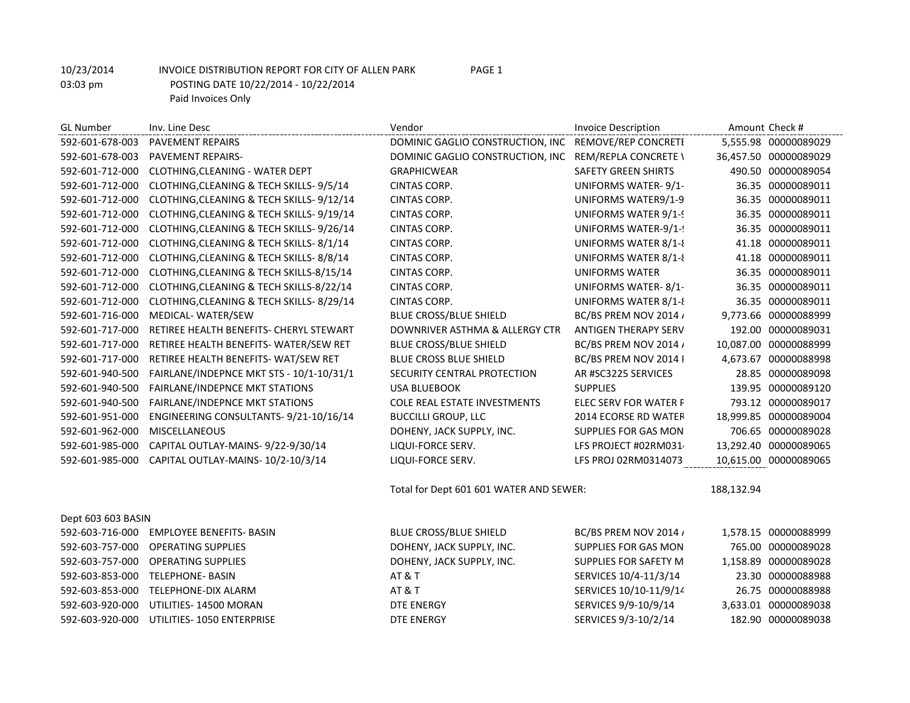10/23/2014 INVOICE DISTRIBUTION REPORT FOR CITY OF ALLEN PARK PAGE 1
03:03 pm POSTING DATE 10/22/2014 - 10/22/2014
Paid Invoices Only

| GL Number | Inv. Line Desc | Vendor | Invoice Description | Amount | Check # |
|---|---|---|---|---|---|
| 592-601-678-003 | PAVEMENT REPAIRS | DOMINIC GAGLIO CONSTRUCTION, INC | REMOVE/REP CONCRETE | 5,555.98 | 00000089029 |
| 592-601-678-003 | PAVEMENT REPAIRS- | DOMINIC GAGLIO CONSTRUCTION, INC | REM/REPLA CONCRETE \ | 36,457.50 | 00000089029 |
| 592-601-712-000 | CLOTHING,CLEANING - WATER DEPT | GRAPHICWEAR | SAFETY GREEN SHIRTS | 490.50 | 00000089054 |
| 592-601-712-000 | CLOTHING,CLEANING & TECH SKILLS- 9/5/14 | CINTAS CORP. | UNIFORMS WATER- 9/1- | 36.35 | 00000089011 |
| 592-601-712-000 | CLOTHING,CLEANING & TECH SKILLS- 9/12/14 | CINTAS CORP. | UNIFORMS WATER9/1-9 | 36.35 | 00000089011 |
| 592-601-712-000 | CLOTHING,CLEANING & TECH SKILLS- 9/19/14 | CINTAS CORP. | UNIFORMS WATER 9/1-9 | 36.35 | 00000089011 |
| 592-601-712-000 | CLOTHING,CLEANING & TECH SKILLS- 9/26/14 | CINTAS CORP. | UNIFORMS WATER-9/1-9 | 36.35 | 00000089011 |
| 592-601-712-000 | CLOTHING,CLEANING & TECH SKILLS- 8/1/14 | CINTAS CORP. | UNIFORMS WATER 8/1-8 | 41.18 | 00000089011 |
| 592-601-712-000 | CLOTHING,CLEANING & TECH SKILLS- 8/8/14 | CINTAS CORP. | UNIFORMS WATER 8/1-8 | 41.18 | 00000089011 |
| 592-601-712-000 | CLOTHING,CLEANING & TECH SKILLS-8/15/14 | CINTAS CORP. | UNIFORMS WATER | 36.35 | 00000089011 |
| 592-601-712-000 | CLOTHING,CLEANING & TECH SKILLS-8/22/14 | CINTAS CORP. | UNIFORMS WATER- 8/1- | 36.35 | 00000089011 |
| 592-601-712-000 | CLOTHING,CLEANING & TECH SKILLS- 8/29/14 | CINTAS CORP. | UNIFORMS WATER 8/1-8 | 36.35 | 00000089011 |
| 592-601-716-000 | MEDICAL- WATER/SEW | BLUE CROSS/BLUE SHIELD | BC/BS PREM NOV 2014 / | 9,773.66 | 00000088999 |
| 592-601-717-000 | RETIREE HEALTH BENEFITS- CHERYL STEWART | DOWNRIVER ASTHMA & ALLERGY CTR | ANTIGEN THERAPY SERV | 192.00 | 00000089031 |
| 592-601-717-000 | RETIREE HEALTH BENEFITS- WATER/SEW RET | BLUE CROSS/BLUE SHIELD | BC/BS PREM NOV 2014 / | 10,087.00 | 00000088999 |
| 592-601-717-000 | RETIREE HEALTH BENEFITS- WAT/SEW RET | BLUE CROSS BLUE SHIELD | BC/BS PREM NOV 2014 I | 4,673.67 | 00000088998 |
| 592-601-940-500 | FAIRLANE/INDEPNCE MKT STS - 10/1-10/31/1 | SECURITY CENTRAL PROTECTION | AR #SC3225 SERVICES | 28.85 | 00000089098 |
| 592-601-940-500 | FAIRLANE/INDEPNCE MKT STATIONS | USA BLUEBOOK | SUPPLIES | 139.95 | 00000089120 |
| 592-601-940-500 | FAIRLANE/INDEPNCE MKT STATIONS | COLE REAL ESTATE INVESTMENTS | ELEC SERV FOR WATER F | 793.12 | 00000089017 |
| 592-601-951-000 | ENGINEERING CONSULTANTS- 9/21-10/16/14 | BUCCILLI GROUP, LLC | 2014 ECORSE RD WATER | 18,999.85 | 00000089004 |
| 592-601-962-000 | MISCELLANEOUS | DOHENY, JACK SUPPLY, INC. | SUPPLIES FOR GAS MON | 706.65 | 00000089028 |
| 592-601-985-000 | CAPITAL OUTLAY-MAINS- 9/22-9/30/14 | LIQUI-FORCE SERV. | LFS PROJECT #02RM031 | 13,292.40 | 00000089065 |
| 592-601-985-000 | CAPITAL OUTLAY-MAINS- 10/2-10/3/14 | LIQUI-FORCE SERV. | LFS PROJ 02RM0314073 | 10,615.00 | 00000089065 |
| | | Total for Dept 601 601 WATER AND SEWER: | | 188,132.94 | |

Dept 603 603 BASIN

| GL Number | Inv. Line Desc | Vendor | Invoice Description | Amount | Check # |
|---|---|---|---|---|---|
| 592-603-716-000 | EMPLOYEE BENEFITS- BASIN | BLUE CROSS/BLUE SHIELD | BC/BS PREM NOV 2014 / | 1,578.15 | 00000088999 |
| 592-603-757-000 | OPERATING SUPPLIES | DOHENY, JACK SUPPLY, INC. | SUPPLIES FOR GAS MON | 765.00 | 00000089028 |
| 592-603-757-000 | OPERATING SUPPLIES | DOHENY, JACK SUPPLY, INC. | SUPPLIES FOR SAFETY M | 1,158.89 | 00000089028 |
| 592-603-853-000 | TELEPHONE- BASIN | AT & T | SERVICES 10/4-11/3/14 | 23.30 | 00000088988 |
| 592-603-853-000 | TELEPHONE-DIX ALARM | AT & T | SERVICES 10/10-11/9/14 | 26.75 | 00000088988 |
| 592-603-920-000 | UTILITIES- 14500 MORAN | DTE ENERGY | SERVICES 9/9-10/9/14 | 3,633.01 | 00000089038 |
| 592-603-920-000 | UTILITIES- 1050 ENTERPRISE | DTE ENERGY | SERVICES 9/3-10/2/14 | 182.90 | 00000089038 |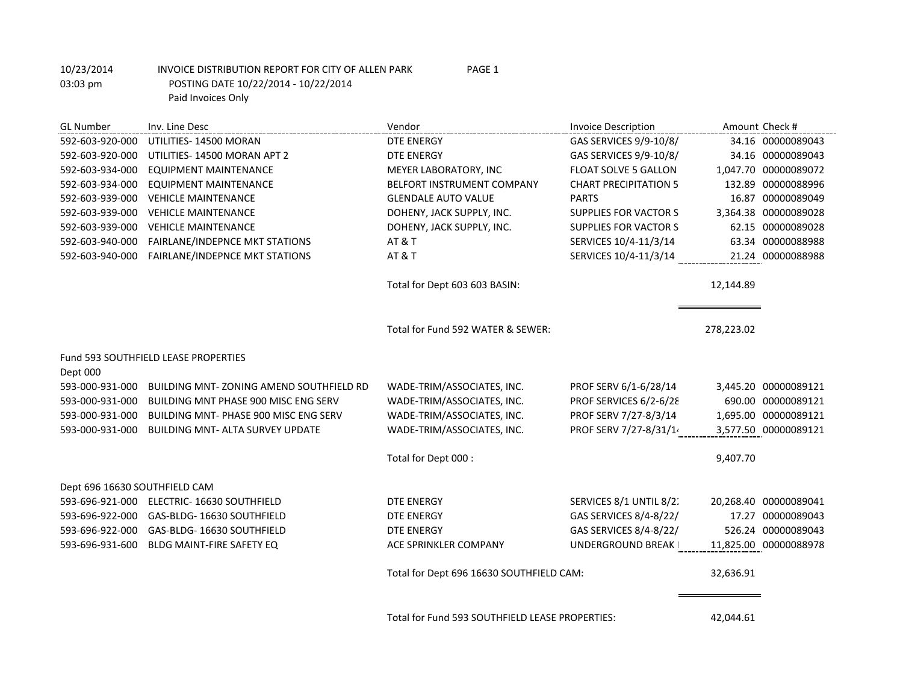10/23/2014 INVOICE DISTRIBUTION REPORT FOR CITY OF ALLEN PARK PAGE 1
03:03 pm POSTING DATE 10/22/2014 - 10/22/2014
Paid Invoices Only

| GL Number | Inv. Line Desc | Vendor | Invoice Description | Amount | Check # |
|---|---|---|---|---|---|
| 592-603-920-000 | UTILITIES- 14500 MORAN | DTE ENERGY | GAS SERVICES 9/9-10/8/ | 34.16 | 00000089043 |
| 592-603-920-000 | UTILITIES- 14500 MORAN APT 2 | DTE ENERGY | GAS SERVICES 9/9-10/8/ | 34.16 | 00000089043 |
| 592-603-934-000 | EQUIPMENT MAINTENANCE | MEYER LABORATORY, INC | FLOAT SOLVE 5 GALLON | 1,047.70 | 00000089072 |
| 592-603-934-000 | EQUIPMENT MAINTENANCE | BELFORT INSTRUMENT COMPANY | CHART PRECIPITATION 5 | 132.89 | 00000088996 |
| 592-603-939-000 | VEHICLE MAINTENANCE | GLENDALE AUTO VALUE | PARTS | 16.87 | 00000089049 |
| 592-603-939-000 | VEHICLE MAINTENANCE | DOHENY, JACK SUPPLY, INC. | SUPPLIES FOR VACTOR S | 3,364.38 | 00000089028 |
| 592-603-939-000 | VEHICLE MAINTENANCE | DOHENY, JACK SUPPLY, INC. | SUPPLIES FOR VACTOR S | 62.15 | 00000089028 |
| 592-603-940-000 | FAIRLANE/INDEPNCE MKT STATIONS | AT & T | SERVICES 10/4-11/3/14 | 63.34 | 00000088988 |
| 592-603-940-000 | FAIRLANE/INDEPNCE MKT STATIONS | AT & T | SERVICES 10/4-11/3/14 | 21.24 | 00000088988 |
| | | Total for Dept 603 603 BASIN: | | 12,144.89 | |
| | | Total for Fund 592 WATER & SEWER: | | 278,223.02 | |

Fund 593 SOUTHFIELD LEASE PROPERTIES

Dept 000

| GL Number | Inv. Line Desc | Vendor | Invoice Description | Amount | Check # |
|---|---|---|---|---|---|
| 593-000-931-000 | BUILDING MNT- ZONING AMEND SOUTHFIELD RD | WADE-TRIM/ASSOCIATES, INC. | PROF SERV 6/1-6/28/14 | 3,445.20 | 00000089121 |
| 593-000-931-000 | BUILDING MNT PHASE 900 MISC ENG SERV | WADE-TRIM/ASSOCIATES, INC. | PROF SERVICES 6/2-6/28 | 690.00 | 00000089121 |
| 593-000-931-000 | BUILDING MNT- PHASE 900 MISC ENG SERV | WADE-TRIM/ASSOCIATES, INC. | PROF SERV 7/27-8/3/14 | 1,695.00 | 00000089121 |
| 593-000-931-000 | BUILDING MNT- ALTA SURVEY UPDATE | WADE-TRIM/ASSOCIATES, INC. | PROF SERV 7/27-8/31/14 | 3,577.50 | 00000089121 |
| | | Total for Dept 000 : | | 9,407.70 | |

Dept 696 16630 SOUTHFIELD CAM

| GL Number | Inv. Line Desc | Vendor | Invoice Description | Amount | Check # |
|---|---|---|---|---|---|
| 593-696-921-000 | ELECTRIC- 16630 SOUTHFIELD | DTE ENERGY | SERVICES 8/1 UNTIL 8/22 | 20,268.40 | 00000089041 |
| 593-696-922-000 | GAS-BLDG- 16630 SOUTHFIELD | DTE ENERGY | GAS SERVICES 8/4-8/22/ | 17.27 | 00000089043 |
| 593-696-922-000 | GAS-BLDG- 16630 SOUTHFIELD | DTE ENERGY | GAS SERVICES 8/4-8/22/ | 526.24 | 00000089043 |
| 593-696-931-600 | BLDG MAINT-FIRE SAFETY EQ | ACE SPRINKLER COMPANY | UNDERGROUND BREAK | 11,825.00 | 00000088978 |
| | | Total for Dept 696 16630 SOUTHFIELD CAM: | | 32,636.91 | |
| | | Total for Fund 593 SOUTHFIELD LEASE PROPERTIES: | | 42,044.61 | |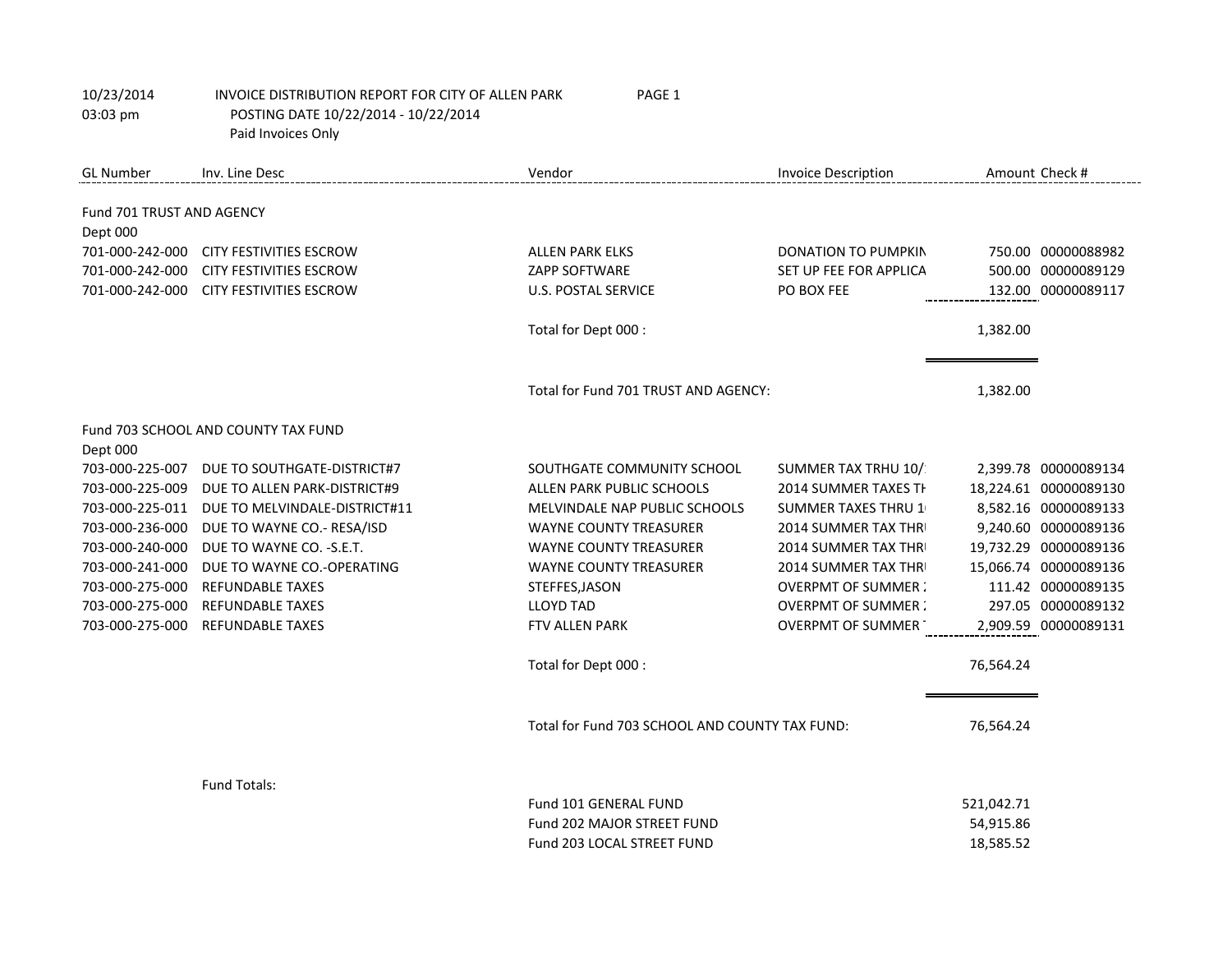10/23/2014 INVOICE DISTRIBUTION REPORT FOR CITY OF ALLEN PARK PAGE 1
03:03 pm POSTING DATE 10/22/2014 - 10/22/2014
Paid Invoices Only

| GL Number | Inv. Line Desc | Vendor | Invoice Description | Amount | Check # |
|---|---|---|---|---|---|
| **Fund 701 TRUST AND AGENCY** | | | | | |
| Dept 000 | | | | | |
| 701-000-242-000 | CITY FESTIVITIES ESCROW | ALLEN PARK ELKS | DONATION TO PUMPKIN | 750.00 | 00000088982 |
| 701-000-242-000 | CITY FESTIVITIES ESCROW | ZAPP SOFTWARE | SET UP FEE FOR APPLICA | 500.00 | 00000089129 |
| 701-000-242-000 | CITY FESTIVITIES ESCROW | U.S. POSTAL SERVICE | PO BOX FEE | 132.00 | 00000089117 |
| | | Total for Dept 000 : | | 1,382.00 | |
| | | Total for Fund 701 TRUST AND AGENCY: | | 1,382.00 | |
| **Fund 703 SCHOOL AND COUNTY TAX FUND** | | | | | |
| Dept 000 | | | | | |
| 703-000-225-007 | DUE TO SOUTHGATE-DISTRICT#7 | SOUTHGATE COMMUNITY SCHOOL | SUMMER TAX TRHU 10/ | 2,399.78 | 00000089134 |
| 703-000-225-009 | DUE TO ALLEN PARK-DISTRICT#9 | ALLEN PARK PUBLIC SCHOOLS | 2014 SUMMER TAXES TH | 18,224.61 | 00000089130 |
| 703-000-225-011 | DUE TO MELVINDALE-DISTRICT#11 | MELVINDALE NAP PUBLIC SCHOOLS | SUMMER TAXES THRU 1 | 8,582.16 | 00000089133 |
| 703-000-236-000 | DUE TO WAYNE CO.- RESA/ISD | WAYNE COUNTY TREASURER | 2014 SUMMER TAX THRU | 9,240.60 | 00000089136 |
| 703-000-240-000 | DUE TO WAYNE CO. -S.E.T. | WAYNE COUNTY TREASURER | 2014 SUMMER TAX THRU | 19,732.29 | 00000089136 |
| 703-000-241-000 | DUE TO WAYNE CO.-OPERATING | WAYNE COUNTY TREASURER | 2014 SUMMER TAX THRU | 15,066.74 | 00000089136 |
| 703-000-275-000 | REFUNDABLE TAXES | STEFFES,JASON | OVERPMT OF SUMMER | 111.42 | 00000089135 |
| 703-000-275-000 | REFUNDABLE TAXES | LLOYD TAD | OVERPMT OF SUMMER | 297.05 | 00000089132 |
| 703-000-275-000 | REFUNDABLE TAXES | FTV ALLEN PARK | OVERPMT OF SUMMER | 2,909.59 | 00000089131 |
| | | Total for Dept 000 : | | 76,564.24 | |
| | | Total for Fund 703 SCHOOL AND COUNTY TAX FUND: | | 76,564.24 | |

Fund Totals:

| Fund | Amount |
|---|---|
| Fund 101 GENERAL FUND | 521,042.71 |
| Fund 202 MAJOR STREET FUND | 54,915.86 |
| Fund 203 LOCAL STREET FUND | 18,585.52 |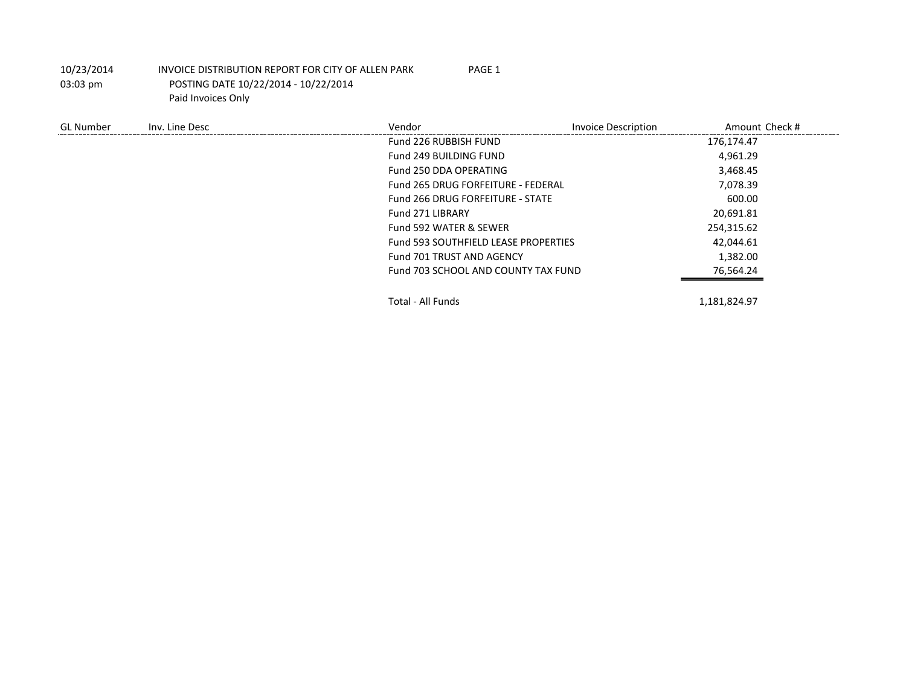10/23/2014 INVOICE DISTRIBUTION REPORT FOR CITY OF ALLEN PARK

03:03 pm POSTING DATE 10/22/2014 - 10/22/2014

Paid Invoices Only

| GL Number | Inv. Line Desc | Vendor | Invoice Description | Amount | Check # |
|---|---|---|---|---|---|
| | | Fund 226 RUBBISH FUND | | 176,174.47 | |
| | | Fund 249 BUILDING FUND | | 4,961.29 | |
| | | Fund 250 DDA OPERATING | | 3,468.45 | |
| | | Fund 265 DRUG FORFEITURE - FEDERAL | | 7,078.39 | |
| | | Fund 266 DRUG FORFEITURE - STATE | | 600.00 | |
| | | Fund 271 LIBRARY | | 20,691.81 | |
| | | Fund 592 WATER & SEWER | | 254,315.62 | |
| | | Fund 593 SOUTHFIELD LEASE PROPERTIES | | 42,044.61 | |
| | | Fund 701 TRUST AND AGENCY | | 1,382.00 | |
| | | Fund 703 SCHOOL AND COUNTY TAX FUND | | 76,564.24 | |
| | | Total - All Funds | | 1,181,824.97 | |